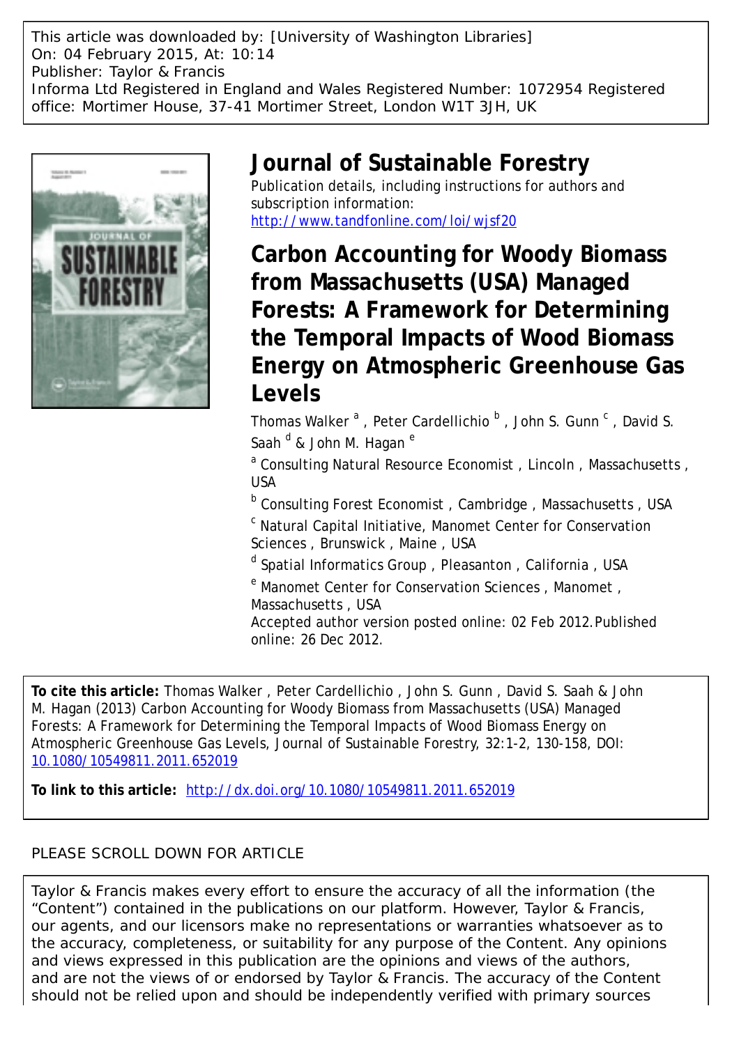This article was downloaded by: [University of Washington Libraries]
On: 04 February 2015, At: 10:14
Publisher: Taylor & Francis
Informa Ltd Registered in England and Wales Registered Number: 1072954 Registered office: Mortimer House, 37-41 Mortimer Street, London W1T 3JH, UK

# Journal of Sustainable Forestry

Publication details, including instructions for authors and subscription information:
http://www.tandfonline.com/loi/wjsf20

# Carbon Accounting for Woody Biomass from Massachusetts (USA) Managed Forests: A Framework for Determining the Temporal Impacts of Wood Biomass Energy on Atmospheric Greenhouse Gas Levels

Thomas Walker [a] , Peter Cardellichio [b] , John S. Gunn [c] , David S. Saah [d] & John M. Hagan [e]

[a] Consulting Natural Resource Economist , Lincoln , Massachusetts , USA

[b] Consulting Forest Economist , Cambridge , Massachusetts , USA

[c] Natural Capital Initiative, Manomet Center for Conservation Sciences , Brunswick , Maine , USA

[d] Spatial Informatics Group , Pleasanton , California , USA

[e] Manomet Center for Conservation Sciences , Manomet , Massachusetts , USA

Accepted author version posted online: 02 Feb 2012.Published online: 26 Dec 2012.

**To cite this article:** Thomas Walker , Peter Cardellichio , John S. Gunn , David S. Saah & John M. Hagan (2013) Carbon Accounting for Woody Biomass from Massachusetts (USA) Managed Forests: A Framework for Determining the Temporal Impacts of Wood Biomass Energy on Atmospheric Greenhouse Gas Levels, Journal of Sustainable Forestry, 32:1-2, 130-158, DOI: 10.1080/10549811.2011.652019

**To link to this article:** http://dx.doi.org/10.1080/10549811.2011.652019

PLEASE SCROLL DOWN FOR ARTICLE

Taylor & Francis makes every effort to ensure the accuracy of all the information (the "Content") contained in the publications on our platform. However, Taylor & Francis, our agents, and our licensors make no representations or warranties whatsoever as to the accuracy, completeness, or suitability for any purpose of the Content. Any opinions and views expressed in this publication are the opinions and views of the authors, and are not the views of or endorsed by Taylor & Francis. The accuracy of the Content should not be relied upon and should be independently verified with primary sources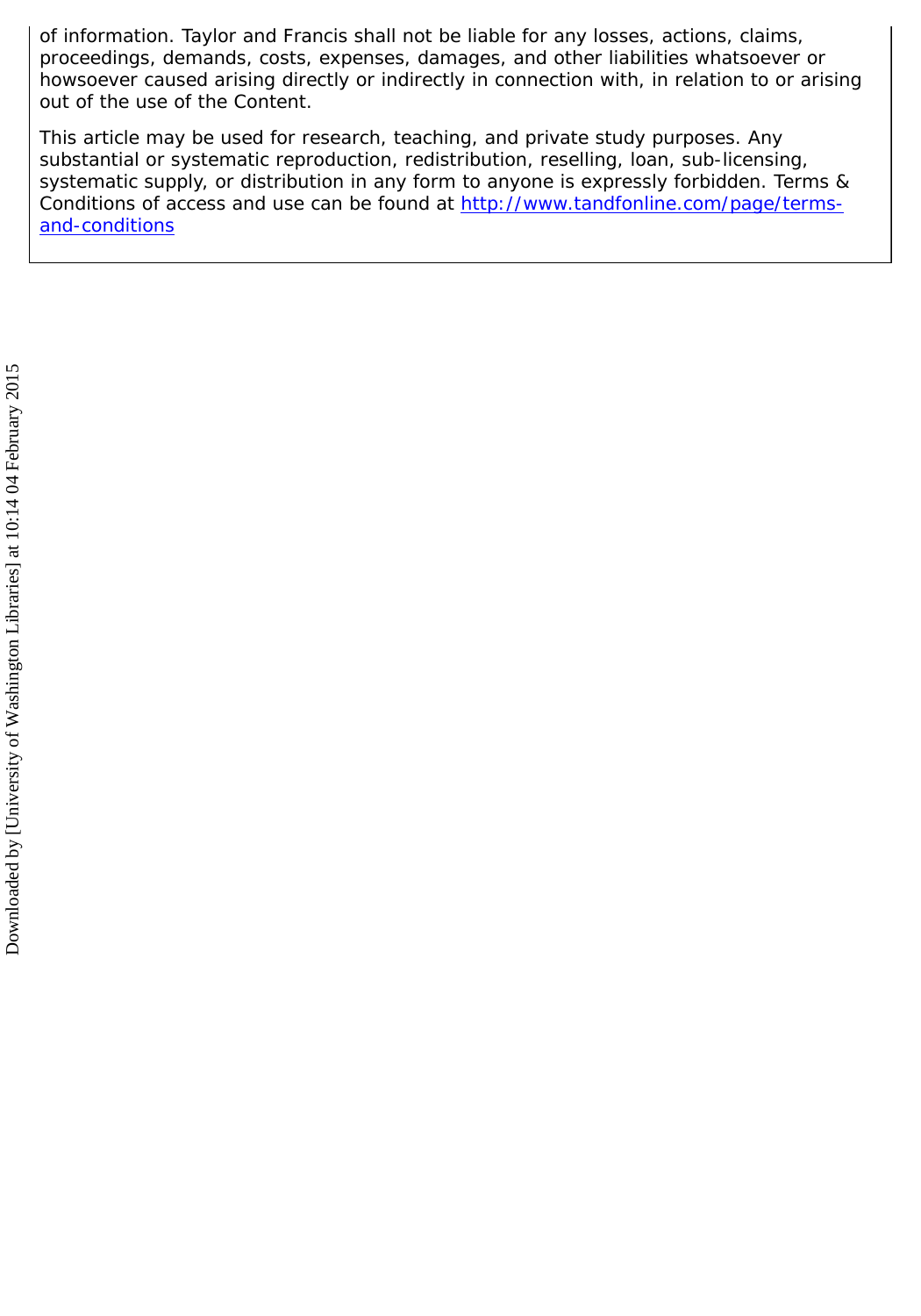of information. Taylor and Francis shall not be liable for any losses, actions, claims, proceedings, demands, costs, expenses, damages, and other liabilities whatsoever or howsoever caused arising directly or indirectly in connection with, in relation to or arising out of the use of the Content.

This article may be used for research, teaching, and private study purposes. Any substantial or systematic reproduction, redistribution, reselling, loan, sub-licensing, systematic supply, or distribution in any form to anyone is expressly forbidden. Terms & Conditions of access and use can be found at http://www.tandfonline.com/page/terms-and-conditions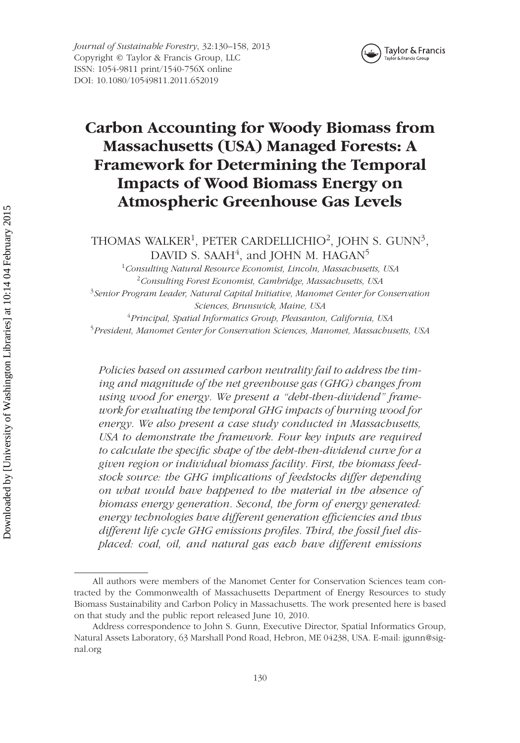# Carbon Accounting for Woody Biomass from Massachusetts (USA) Managed Forests: A Framework for Determining the Temporal Impacts of Wood Biomass Energy on Atmospheric Greenhouse Gas Levels

THOMAS WALKER[1], PETER CARDELLICHIO[2], JOHN S. GUNN[3], DAVID S. SAAH[4], and JOHN M. HAGAN[5]

[1]*Consulting Natural Resource Economist, Lincoln, Massachusetts, USA*

[2]*Consulting Forest Economist, Cambridge, Massachusetts, USA*

[3]*Senior Program Leader, Natural Capital Initiative, Manomet Center for Conservation Sciences, Brunswick, Maine, USA*

[4]*Principal, Spatial Informatics Group, Pleasanton, California, USA*

[5]*President, Manomet Center for Conservation Sciences, Manomet, Massachusetts, USA*

*Policies based on assumed carbon neutrality fail to address the timing and magnitude of the net greenhouse gas (GHG) changes from using wood for energy. We present a "debt-then-dividend" framework for evaluating the temporal GHG impacts of burning wood for energy. We also present a case study conducted in Massachusetts, USA to demonstrate the framework. Four key inputs are required to calculate the specific shape of the debt-then-dividend curve for a given region or individual biomass facility. First, the biomass feedstock source: the GHG implications of feedstocks differ depending on what would have happened to the material in the absence of biomass energy generation. Second, the form of energy generated: energy technologies have different generation efficiencies and thus different life cycle GHG emissions profiles. Third, the fossil fuel displaced: coal, oil, and natural gas each have different emissions*

All authors were members of the Manomet Center for Conservation Sciences team contracted by the Commonwealth of Massachusetts Department of Energy Resources to study Biomass Sustainability and Carbon Policy in Massachusetts. The work presented here is based on that study and the public report released June 10, 2010.

Address correspondence to John S. Gunn, Executive Director, Spatial Informatics Group, Natural Assets Laboratory, 63 Marshall Pond Road, Hebron, ME 04238, USA. E-mail: jgunn@sig-nal.org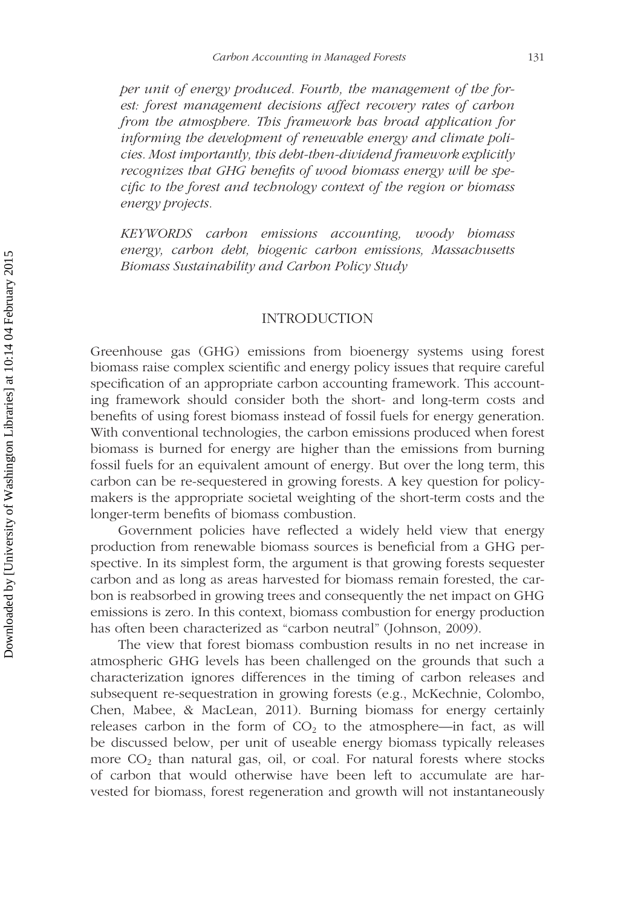*per unit of energy produced. Fourth, the management of the forest: forest management decisions affect recovery rates of carbon from the atmosphere. This framework has broad application for informing the development of renewable energy and climate policies. Most importantly, this debt-then-dividend framework explicitly recognizes that GHG benefits of wood biomass energy will be specific to the forest and technology context of the region or biomass energy projects.*

*KEYWORDS carbon emissions accounting, woody biomass energy, carbon debt, biogenic carbon emissions, Massachusetts Biomass Sustainability and Carbon Policy Study*

## INTRODUCTION

Greenhouse gas (GHG) emissions from bioenergy systems using forest biomass raise complex scientific and energy policy issues that require careful specification of an appropriate carbon accounting framework. This accounting framework should consider both the short- and long-term costs and benefits of using forest biomass instead of fossil fuels for energy generation. With conventional technologies, the carbon emissions produced when forest biomass is burned for energy are higher than the emissions from burning fossil fuels for an equivalent amount of energy. But over the long term, this carbon can be re-sequestered in growing forests. A key question for policymakers is the appropriate societal weighting of the short-term costs and the longer-term benefits of biomass combustion.

Government policies have reflected a widely held view that energy production from renewable biomass sources is beneficial from a GHG perspective. In its simplest form, the argument is that growing forests sequester carbon and as long as areas harvested for biomass remain forested, the carbon is reabsorbed in growing trees and consequently the net impact on GHG emissions is zero. In this context, biomass combustion for energy production has often been characterized as "carbon neutral" (Johnson, 2009).

The view that forest biomass combustion results in no net increase in atmospheric GHG levels has been challenged on the grounds that such a characterization ignores differences in the timing of carbon releases and subsequent re-sequestration in growing forests (e.g., McKechnie, Colombo, Chen, Mabee, & MacLean, 2011). Burning biomass for energy certainly releases carbon in the form of $CO_2$ to the atmosphere—in fact, as will be discussed below, per unit of useable energy biomass typically releases more $CO_2$ than natural gas, oil, or coal. For natural forests where stocks of carbon that would otherwise have been left to accumulate are harvested for biomass, forest regeneration and growth will not instantaneously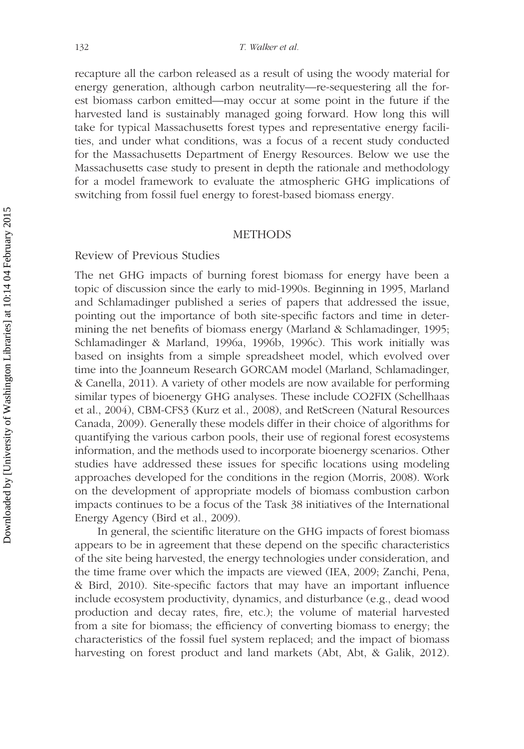recapture all the carbon released as a result of using the woody material for energy generation, although carbon neutrality—re-sequestering all the forest biomass carbon emitted—may occur at some point in the future if the harvested land is sustainably managed going forward. How long this will take for typical Massachusetts forest types and representative energy facilities, and under what conditions, was a focus of a recent study conducted for the Massachusetts Department of Energy Resources. Below we use the Massachusetts case study to present in depth the rationale and methodology for a model framework to evaluate the atmospheric GHG implications of switching from fossil fuel energy to forest-based biomass energy.

## METHODS

### Review of Previous Studies

The net GHG impacts of burning forest biomass for energy have been a topic of discussion since the early to mid-1990s. Beginning in 1995, Marland and Schlamadinger published a series of papers that addressed the issue, pointing out the importance of both site-specific factors and time in determining the net benefits of biomass energy (Marland & Schlamadinger, 1995; Schlamadinger & Marland, 1996a, 1996b, 1996c). This work initially was based on insights from a simple spreadsheet model, which evolved over time into the Joanneum Research GORCAM model (Marland, Schlamadinger, & Canella, 2011). A variety of other models are now available for performing similar types of bioenergy GHG analyses. These include CO2FIX (Schellhaas et al., 2004), CBM-CFS3 (Kurz et al., 2008), and RetScreen (Natural Resources Canada, 2009). Generally these models differ in their choice of algorithms for quantifying the various carbon pools, their use of regional forest ecosystems information, and the methods used to incorporate bioenergy scenarios. Other studies have addressed these issues for specific locations using modeling approaches developed for the conditions in the region (Morris, 2008). Work on the development of appropriate models of biomass combustion carbon impacts continues to be a focus of the Task 38 initiatives of the International Energy Agency (Bird et al., 2009).

In general, the scientific literature on the GHG impacts of forest biomass appears to be in agreement that these depend on the specific characteristics of the site being harvested, the energy technologies under consideration, and the time frame over which the impacts are viewed (IEA, 2009; Zanchi, Pena, & Bird, 2010). Site-specific factors that may have an important influence include ecosystem productivity, dynamics, and disturbance (e.g., dead wood production and decay rates, fire, etc.); the volume of material harvested from a site for biomass; the efficiency of converting biomass to energy; the characteristics of the fossil fuel system replaced; and the impact of biomass harvesting on forest product and land markets (Abt, Abt, & Galik, 2012).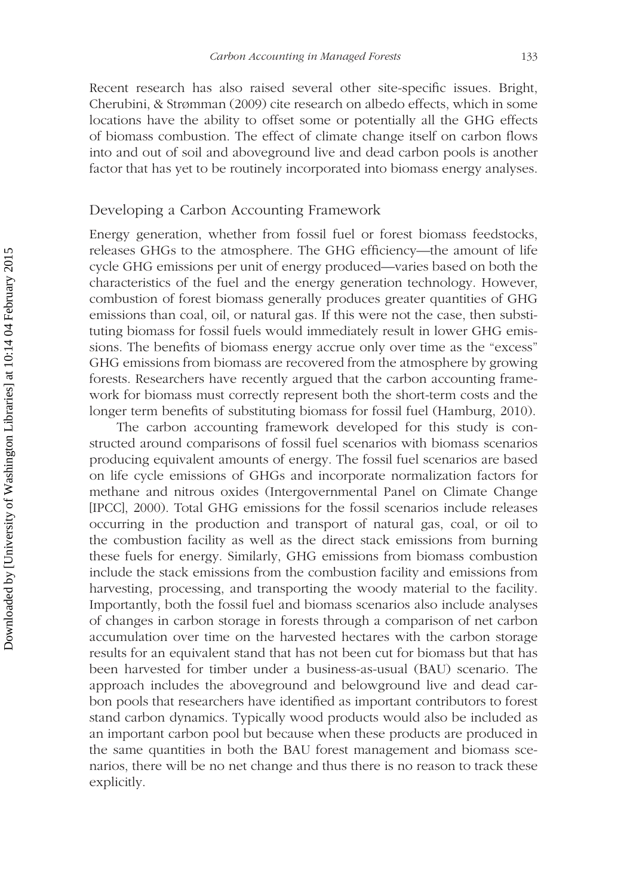Recent research has also raised several other site-specific issues. Bright, Cherubini, & Strømman (2009) cite research on albedo effects, which in some locations have the ability to offset some or potentially all the GHG effects of biomass combustion. The effect of climate change itself on carbon flows into and out of soil and aboveground live and dead carbon pools is another factor that has yet to be routinely incorporated into biomass energy analyses.

## Developing a Carbon Accounting Framework

Energy generation, whether from fossil fuel or forest biomass feedstocks, releases GHGs to the atmosphere. The GHG efficiency—the amount of life cycle GHG emissions per unit of energy produced—varies based on both the characteristics of the fuel and the energy generation technology. However, combustion of forest biomass generally produces greater quantities of GHG emissions than coal, oil, or natural gas. If this were not the case, then substituting biomass for fossil fuels would immediately result in lower GHG emissions. The benefits of biomass energy accrue only over time as the "excess" GHG emissions from biomass are recovered from the atmosphere by growing forests. Researchers have recently argued that the carbon accounting framework for biomass must correctly represent both the short-term costs and the longer term benefits of substituting biomass for fossil fuel (Hamburg, 2010).

The carbon accounting framework developed for this study is constructed around comparisons of fossil fuel scenarios with biomass scenarios producing equivalent amounts of energy. The fossil fuel scenarios are based on life cycle emissions of GHGs and incorporate normalization factors for methane and nitrous oxides (Intergovernmental Panel on Climate Change [IPCC], 2000). Total GHG emissions for the fossil scenarios include releases occurring in the production and transport of natural gas, coal, or oil to the combustion facility as well as the direct stack emissions from burning these fuels for energy. Similarly, GHG emissions from biomass combustion include the stack emissions from the combustion facility and emissions from harvesting, processing, and transporting the woody material to the facility. Importantly, both the fossil fuel and biomass scenarios also include analyses of changes in carbon storage in forests through a comparison of net carbon accumulation over time on the harvested hectares with the carbon storage results for an equivalent stand that has not been cut for biomass but that has been harvested for timber under a business-as-usual (BAU) scenario. The approach includes the aboveground and belowground live and dead carbon pools that researchers have identified as important contributors to forest stand carbon dynamics. Typically wood products would also be included as an important carbon pool but because when these products are produced in the same quantities in both the BAU forest management and biomass scenarios, there will be no net change and thus there is no reason to track these explicitly.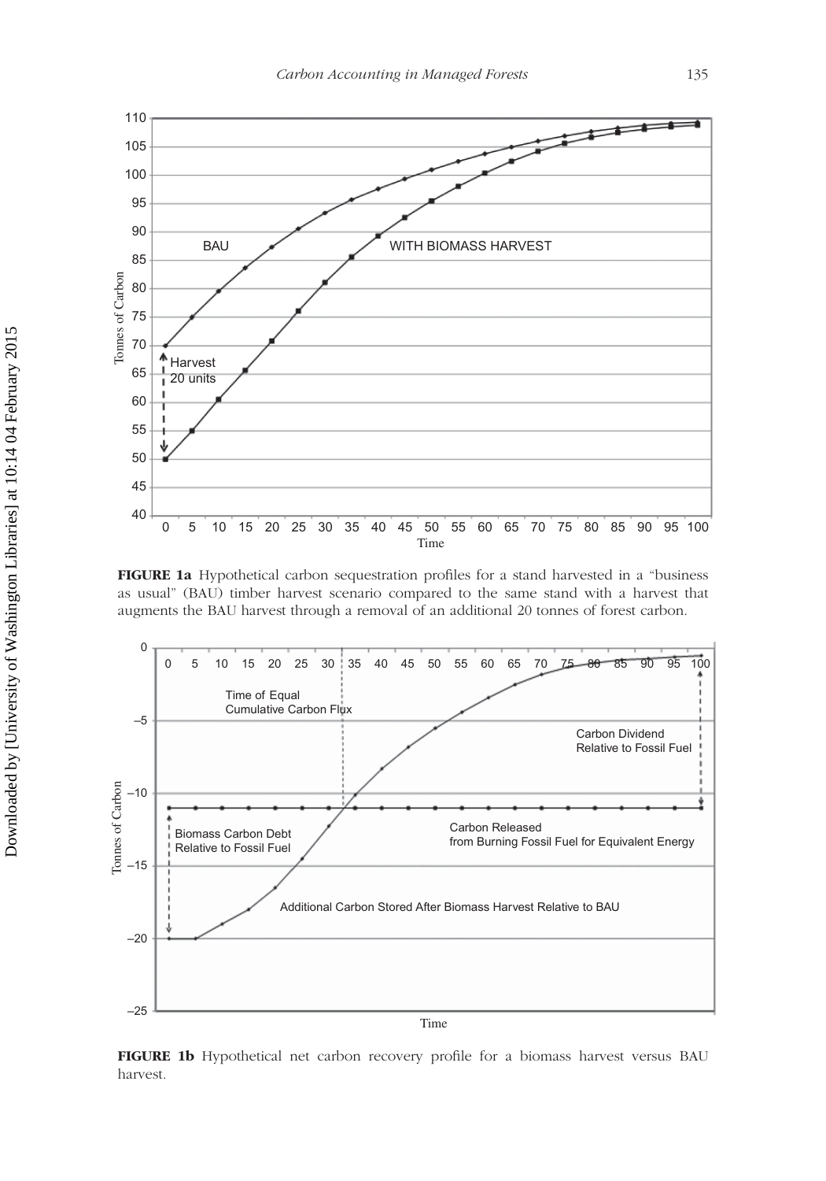**FIGURE 1a** Hypothetical carbon sequestration profiles for a stand harvested in a "business as usual" (BAU) timber harvest scenario compared to the same stand with a harvest that augments the BAU harvest through a removal of an additional 20 tonnes of forest carbon.

**FIGURE 1b** Hypothetical net carbon recovery profile for a biomass harvest versus BAU harvest.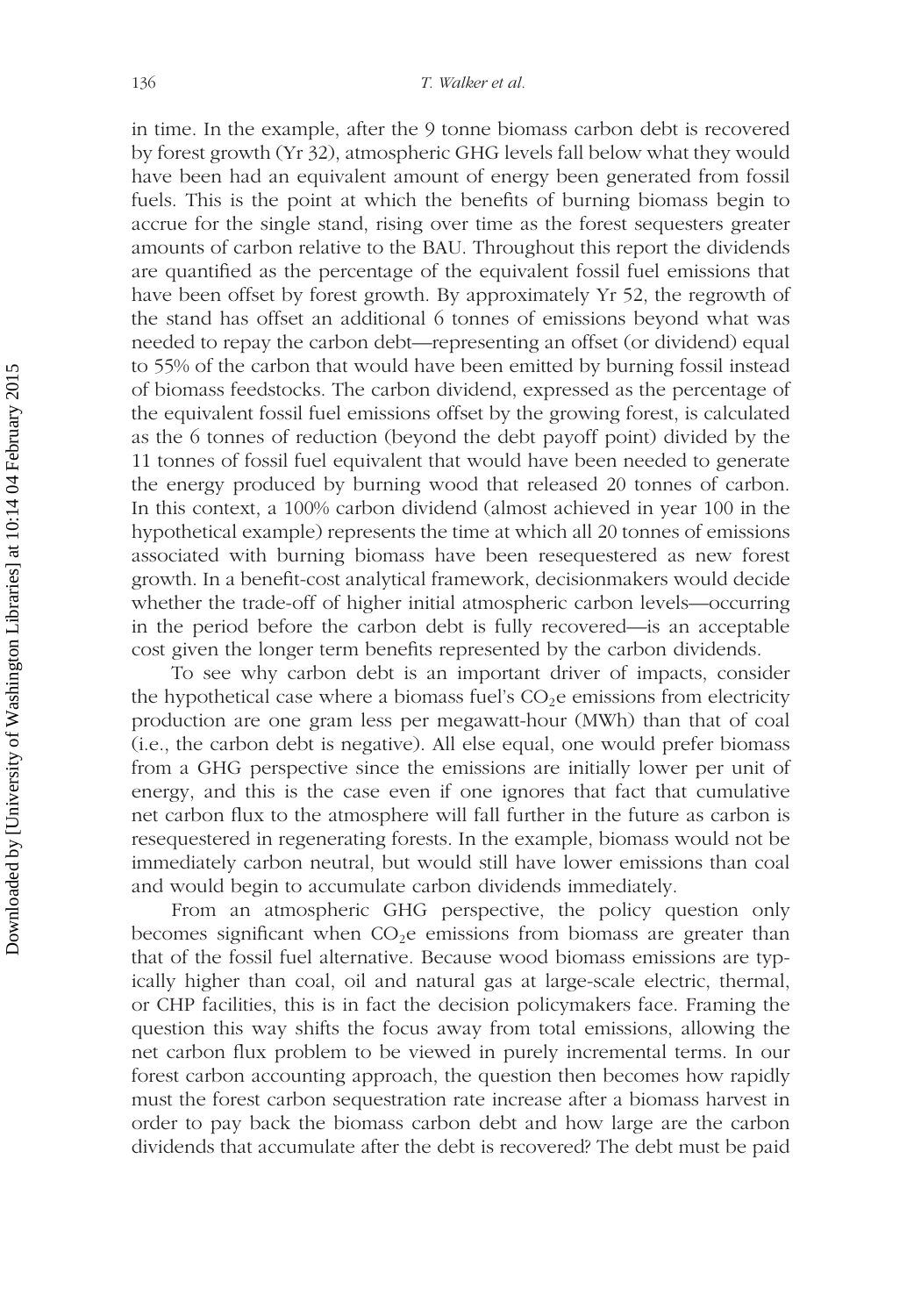in time. In the example, after the 9 tonne biomass carbon debt is recovered by forest growth (Yr 32), atmospheric GHG levels fall below what they would have been had an equivalent amount of energy been generated from fossil fuels. This is the point at which the benefits of burning biomass begin to accrue for the single stand, rising over time as the forest sequesters greater amounts of carbon relative to the BAU. Throughout this report the dividends are quantified as the percentage of the equivalent fossil fuel emissions that have been offset by forest growth. By approximately Yr 52, the regrowth of the stand has offset an additional 6 tonnes of emissions beyond what was needed to repay the carbon debt—representing an offset (or dividend) equal to 55% of the carbon that would have been emitted by burning fossil instead of biomass feedstocks. The carbon dividend, expressed as the percentage of the equivalent fossil fuel emissions offset by the growing forest, is calculated as the 6 tonnes of reduction (beyond the debt payoff point) divided by the 11 tonnes of fossil fuel equivalent that would have been needed to generate the energy produced by burning wood that released 20 tonnes of carbon. In this context, a 100% carbon dividend (almost achieved in year 100 in the hypothetical example) represents the time at which all 20 tonnes of emissions associated with burning biomass have been resequestered as new forest growth. In a benefit-cost analytical framework, decisionmakers would decide whether the trade-off of higher initial atmospheric carbon levels—occurring in the period before the carbon debt is fully recovered—is an acceptable cost given the longer term benefits represented by the carbon dividends.

To see why carbon debt is an important driver of impacts, consider the hypothetical case where a biomass fuel's $CO_2e$ emissions from electricity production are one gram less per megawatt-hour (MWh) than that of coal (i.e., the carbon debt is negative). All else equal, one would prefer biomass from a GHG perspective since the emissions are initially lower per unit of energy, and this is the case even if one ignores that fact that cumulative net carbon flux to the atmosphere will fall further in the future as carbon is resequestered in regenerating forests. In the example, biomass would not be immediately carbon neutral, but would still have lower emissions than coal and would begin to accumulate carbon dividends immediately.

From an atmospheric GHG perspective, the policy question only becomes significant when $CO_2e$ emissions from biomass are greater than that of the fossil fuel alternative. Because wood biomass emissions are typically higher than coal, oil and natural gas at large-scale electric, thermal, or CHP facilities, this is in fact the decision policymakers face. Framing the question this way shifts the focus away from total emissions, allowing the net carbon flux problem to be viewed in purely incremental terms. In our forest carbon accounting approach, the question then becomes how rapidly must the forest carbon sequestration rate increase after a biomass harvest in order to pay back the biomass carbon debt and how large are the carbon dividends that accumulate after the debt is recovered? The debt must be paid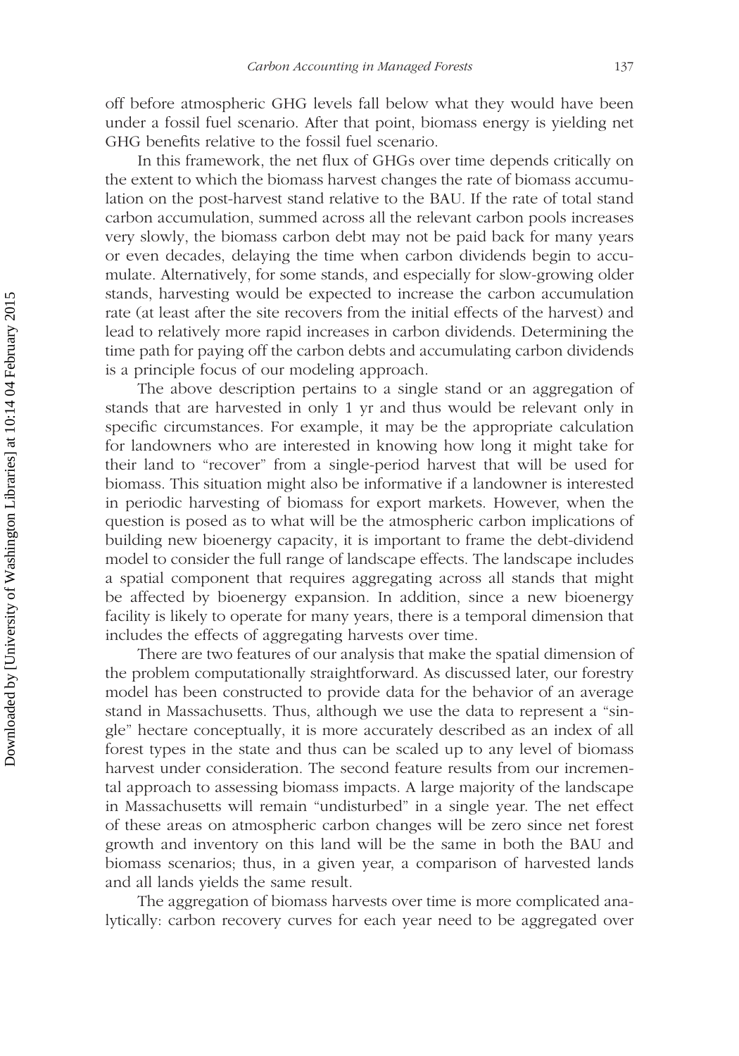off before atmospheric GHG levels fall below what they would have been under a fossil fuel scenario. After that point, biomass energy is yielding net GHG benefits relative to the fossil fuel scenario.

In this framework, the net flux of GHGs over time depends critically on the extent to which the biomass harvest changes the rate of biomass accumulation on the post-harvest stand relative to the BAU. If the rate of total stand carbon accumulation, summed across all the relevant carbon pools increases very slowly, the biomass carbon debt may not be paid back for many years or even decades, delaying the time when carbon dividends begin to accumulate. Alternatively, for some stands, and especially for slow-growing older stands, harvesting would be expected to increase the carbon accumulation rate (at least after the site recovers from the initial effects of the harvest) and lead to relatively more rapid increases in carbon dividends. Determining the time path for paying off the carbon debts and accumulating carbon dividends is a principle focus of our modeling approach.

The above description pertains to a single stand or an aggregation of stands that are harvested in only 1 yr and thus would be relevant only in specific circumstances. For example, it may be the appropriate calculation for landowners who are interested in knowing how long it might take for their land to "recover" from a single-period harvest that will be used for biomass. This situation might also be informative if a landowner is interested in periodic harvesting of biomass for export markets. However, when the question is posed as to what will be the atmospheric carbon implications of building new bioenergy capacity, it is important to frame the debt-dividend model to consider the full range of landscape effects. The landscape includes a spatial component that requires aggregating across all stands that might be affected by bioenergy expansion. In addition, since a new bioenergy facility is likely to operate for many years, there is a temporal dimension that includes the effects of aggregating harvests over time.

There are two features of our analysis that make the spatial dimension of the problem computationally straightforward. As discussed later, our forestry model has been constructed to provide data for the behavior of an average stand in Massachusetts. Thus, although we use the data to represent a "single" hectare conceptually, it is more accurately described as an index of all forest types in the state and thus can be scaled up to any level of biomass harvest under consideration. The second feature results from our incremental approach to assessing biomass impacts. A large majority of the landscape in Massachusetts will remain "undisturbed" in a single year. The net effect of these areas on atmospheric carbon changes will be zero since net forest growth and inventory on this land will be the same in both the BAU and biomass scenarios; thus, in a given year, a comparison of harvested lands and all lands yields the same result.

The aggregation of biomass harvests over time is more complicated analytically: carbon recovery curves for each year need to be aggregated over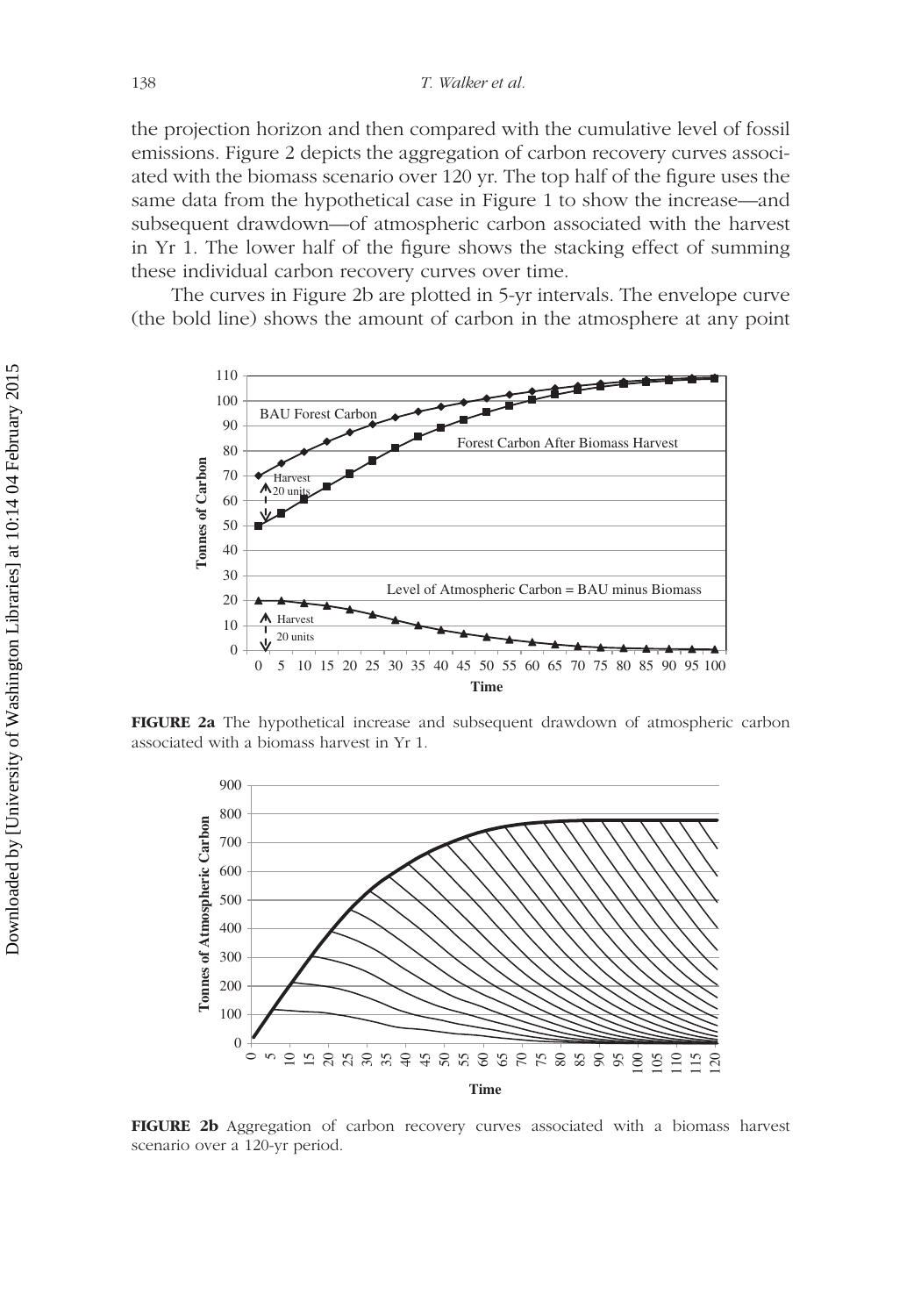the projection horizon and then compared with the cumulative level of fossil emissions. Figure 2 depicts the aggregation of carbon recovery curves associated with the biomass scenario over 120 yr. The top half of the figure uses the same data from the hypothetical case in Figure 1 to show the increase—and subsequent drawdown—of atmospheric carbon associated with the harvest in Yr 1. The lower half of the figure shows the stacking effect of summing these individual carbon recovery curves over time.

The curves in Figure 2b are plotted in 5-yr intervals. The envelope curve (the bold line) shows the amount of carbon in the atmosphere at any point

**FIGURE 2a** The hypothetical increase and subsequent drawdown of atmospheric carbon associated with a biomass harvest in Yr 1.

**FIGURE 2b** Aggregation of carbon recovery curves associated with a biomass harvest scenario over a 120-yr period.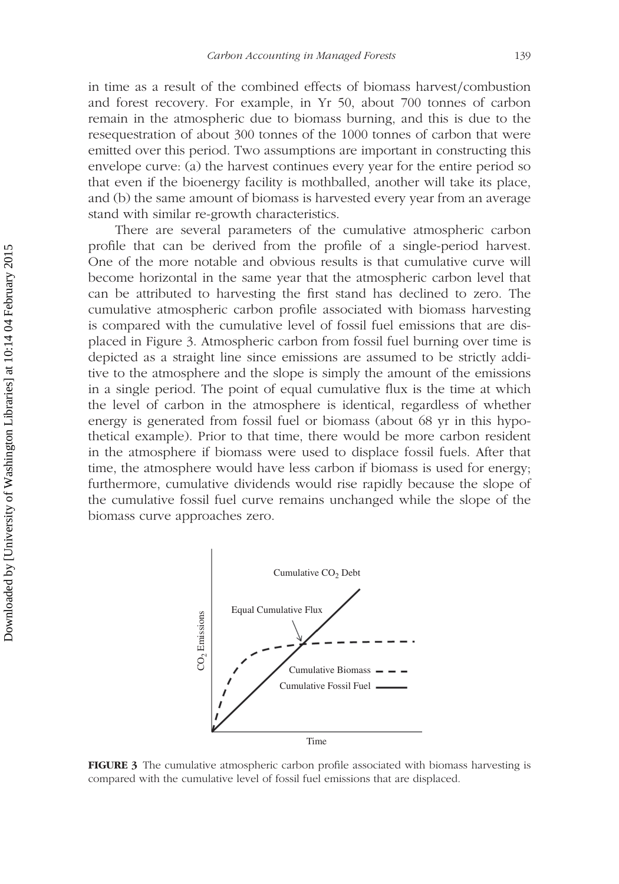in time as a result of the combined effects of biomass harvest/combustion and forest recovery. For example, in Yr 50, about 700 tonnes of carbon remain in the atmospheric due to biomass burning, and this is due to the resequestration of about 300 tonnes of the 1000 tonnes of carbon that were emitted over this period. Two assumptions are important in constructing this envelope curve: (a) the harvest continues every year for the entire period so that even if the bioenergy facility is mothballed, another will take its place, and (b) the same amount of biomass is harvested every year from an average stand with similar re-growth characteristics.

There are several parameters of the cumulative atmospheric carbon profile that can be derived from the profile of a single-period harvest. One of the more notable and obvious results is that cumulative curve will become horizontal in the same year that the atmospheric carbon level that can be attributed to harvesting the first stand has declined to zero. The cumulative atmospheric carbon profile associated with biomass harvesting is compared with the cumulative level of fossil fuel emissions that are displaced in Figure 3. Atmospheric carbon from fossil fuel burning over time is depicted as a straight line since emissions are assumed to be strictly additive to the atmosphere and the slope is simply the amount of the emissions in a single period. The point of equal cumulative flux is the time at which the level of carbon in the atmosphere is identical, regardless of whether energy is generated from fossil fuel or biomass (about 68 yr in this hypothetical example). Prior to that time, there would be more carbon resident in the atmosphere if biomass were used to displace fossil fuels. After that time, the atmosphere would have less carbon if biomass is used for energy; furthermore, cumulative dividends would rise rapidly because the slope of the cumulative fossil fuel curve remains unchanged while the slope of the biomass curve approaches zero.

**FIGURE 3** The cumulative atmospheric carbon profile associated with biomass harvesting is compared with the cumulative level of fossil fuel emissions that are displaced.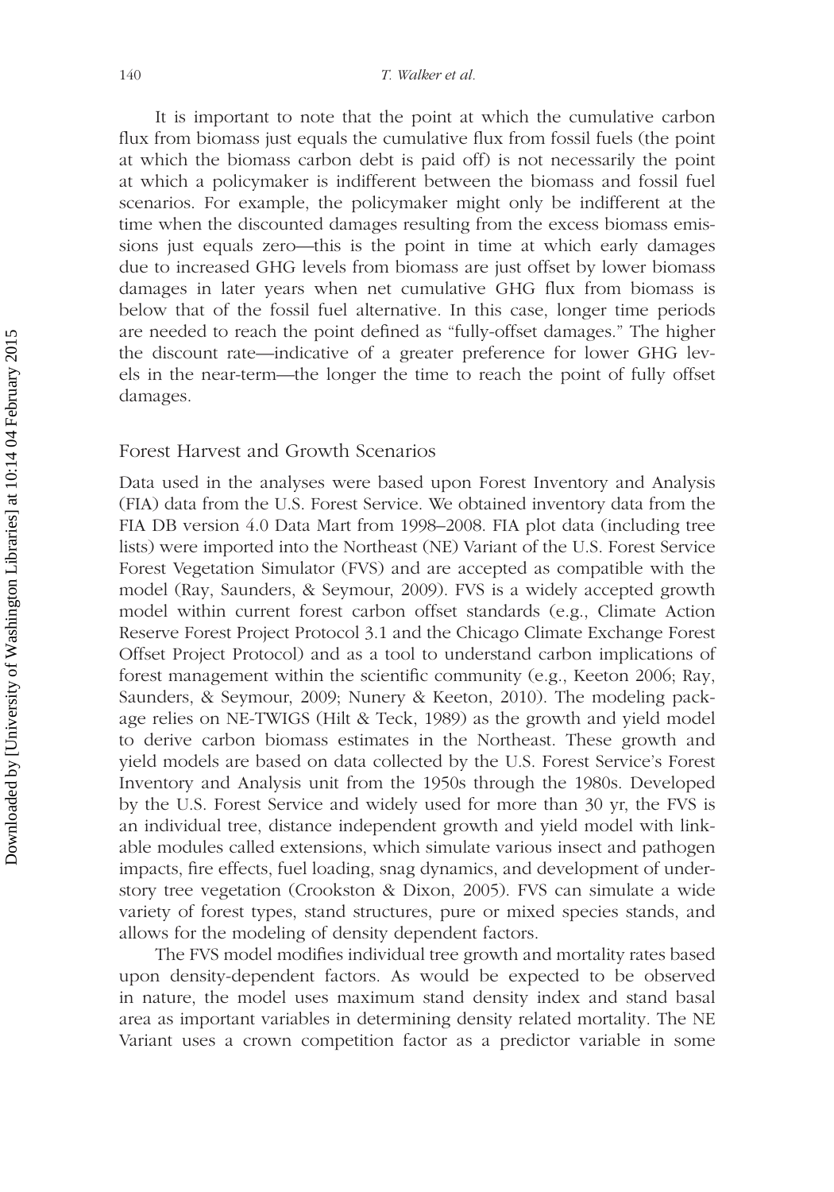It is important to note that the point at which the cumulative carbon flux from biomass just equals the cumulative flux from fossil fuels (the point at which the biomass carbon debt is paid off) is not necessarily the point at which a policymaker is indifferent between the biomass and fossil fuel scenarios. For example, the policymaker might only be indifferent at the time when the discounted damages resulting from the excess biomass emissions just equals zero—this is the point in time at which early damages due to increased GHG levels from biomass are just offset by lower biomass damages in later years when net cumulative GHG flux from biomass is below that of the fossil fuel alternative. In this case, longer time periods are needed to reach the point defined as "fully-offset damages." The higher the discount rate—indicative of a greater preference for lower GHG levels in the near-term—the longer the time to reach the point of fully offset damages.

## Forest Harvest and Growth Scenarios

Data used in the analyses were based upon Forest Inventory and Analysis (FIA) data from the U.S. Forest Service. We obtained inventory data from the FIA DB version 4.0 Data Mart from 1998–2008. FIA plot data (including tree lists) were imported into the Northeast (NE) Variant of the U.S. Forest Service Forest Vegetation Simulator (FVS) and are accepted as compatible with the model (Ray, Saunders, & Seymour, 2009). FVS is a widely accepted growth model within current forest carbon offset standards (e.g., Climate Action Reserve Forest Project Protocol 3.1 and the Chicago Climate Exchange Forest Offset Project Protocol) and as a tool to understand carbon implications of forest management within the scientific community (e.g., Keeton 2006; Ray, Saunders, & Seymour, 2009; Nunery & Keeton, 2010). The modeling package relies on NE-TWIGS (Hilt & Teck, 1989) as the growth and yield model to derive carbon biomass estimates in the Northeast. These growth and yield models are based on data collected by the U.S. Forest Service's Forest Inventory and Analysis unit from the 1950s through the 1980s. Developed by the U.S. Forest Service and widely used for more than 30 yr, the FVS is an individual tree, distance independent growth and yield model with linkable modules called extensions, which simulate various insect and pathogen impacts, fire effects, fuel loading, snag dynamics, and development of understory tree vegetation (Crookston & Dixon, 2005). FVS can simulate a wide variety of forest types, stand structures, pure or mixed species stands, and allows for the modeling of density dependent factors.

The FVS model modifies individual tree growth and mortality rates based upon density-dependent factors. As would be expected to be observed in nature, the model uses maximum stand density index and stand basal area as important variables in determining density related mortality. The NE Variant uses a crown competition factor as a predictor variable in some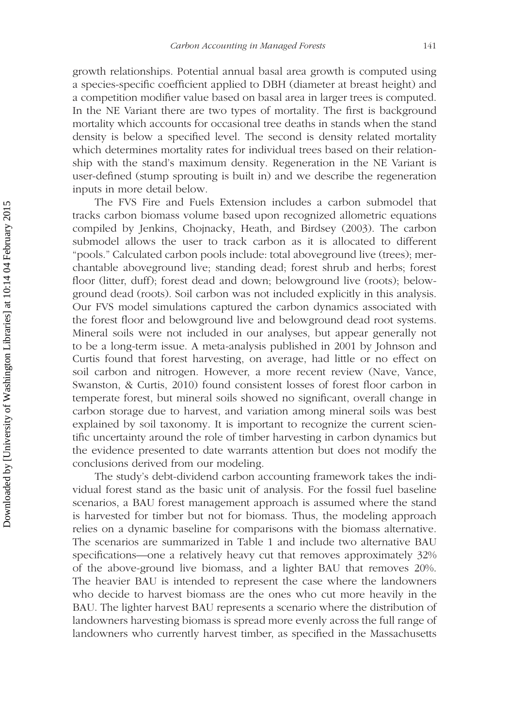growth relationships. Potential annual basal area growth is computed using a species-specific coefficient applied to DBH (diameter at breast height) and a competition modifier value based on basal area in larger trees is computed. In the NE Variant there are two types of mortality. The first is background mortality which accounts for occasional tree deaths in stands when the stand density is below a specified level. The second is density related mortality which determines mortality rates for individual trees based on their relationship with the stand's maximum density. Regeneration in the NE Variant is user-defined (stump sprouting is built in) and we describe the regeneration inputs in more detail below.

The FVS Fire and Fuels Extension includes a carbon submodel that tracks carbon biomass volume based upon recognized allometric equations compiled by Jenkins, Chojnacky, Heath, and Birdsey (2003). The carbon submodel allows the user to track carbon as it is allocated to different "pools." Calculated carbon pools include: total aboveground live (trees); merchantable aboveground live; standing dead; forest shrub and herbs; forest floor (litter, duff); forest dead and down; belowground live (roots); belowground dead (roots). Soil carbon was not included explicitly in this analysis. Our FVS model simulations captured the carbon dynamics associated with the forest floor and belowground live and belowground dead root systems. Mineral soils were not included in our analyses, but appear generally not to be a long-term issue. A meta-analysis published in 2001 by Johnson and Curtis found that forest harvesting, on average, had little or no effect on soil carbon and nitrogen. However, a more recent review (Nave, Vance, Swanston, & Curtis, 2010) found consistent losses of forest floor carbon in temperate forest, but mineral soils showed no significant, overall change in carbon storage due to harvest, and variation among mineral soils was best explained by soil taxonomy. It is important to recognize the current scientific uncertainty around the role of timber harvesting in carbon dynamics but the evidence presented to date warrants attention but does not modify the conclusions derived from our modeling.

The study's debt-dividend carbon accounting framework takes the individual forest stand as the basic unit of analysis. For the fossil fuel baseline scenarios, a BAU forest management approach is assumed where the stand is harvested for timber but not for biomass. Thus, the modeling approach relies on a dynamic baseline for comparisons with the biomass alternative. The scenarios are summarized in Table 1 and include two alternative BAU specifications—one a relatively heavy cut that removes approximately 32% of the above-ground live biomass, and a lighter BAU that removes 20%. The heavier BAU is intended to represent the case where the landowners who decide to harvest biomass are the ones who cut more heavily in the BAU. The lighter harvest BAU represents a scenario where the distribution of landowners harvesting biomass is spread more evenly across the full range of landowners who currently harvest timber, as specified in the Massachusetts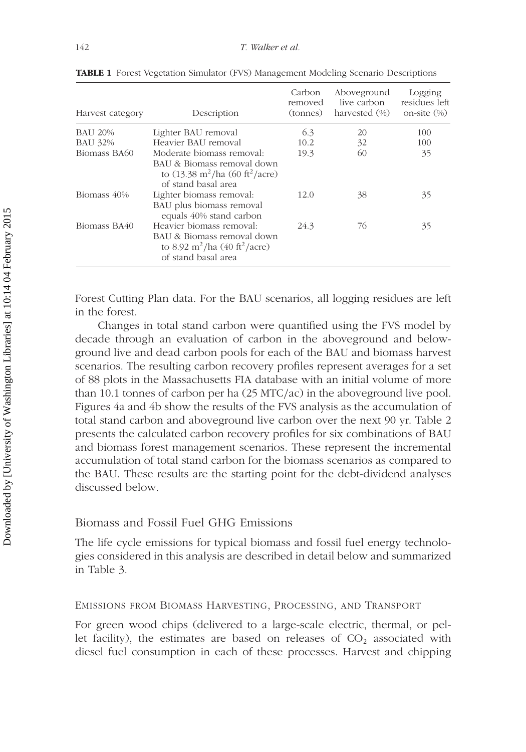**TABLE 1** Forest Vegetation Simulator (FVS) Management Modeling Scenario Descriptions

| Harvest category | Description | Carbon removed (tonnes) | Aboveground live carbon harvested (%) | Logging residues left on-site (%) |
|---|---|---|---|---|
| BAU 20% | Lighter BAU removal | 6.3 | 20 | 100 |
| BAU 32% | Heavier BAU removal | 10.2 | 32 | 100 |
| Biomass BA60 | Moderate biomass removal: BAU & Biomass removal down to (13.38 $m^2$/ha (60 $ft^2$/acre) of stand basal area | 19.3 | 60 | 35 |
| Biomass 40% | Lighter biomass removal: BAU plus biomass removal equals 40% stand carbon | 12.0 | 38 | 35 |
| Biomass BA40 | Heavier biomass removal: BAU & Biomass removal down to 8.92 $m^2$/ha (40 $ft^2$/acre) of stand basal area | 24.3 | 76 | 35 |

Forest Cutting Plan data. For the BAU scenarios, all logging residues are left in the forest.

Changes in total stand carbon were quantified using the FVS model by decade through an evaluation of carbon in the aboveground and belowground live and dead carbon pools for each of the BAU and biomass harvest scenarios. The resulting carbon recovery profiles represent averages for a set of 88 plots in the Massachusetts FIA database with an initial volume of more than 10.1 tonnes of carbon per ha (25 MTC/ac) in the aboveground live pool. Figures 4a and 4b show the results of the FVS analysis as the accumulation of total stand carbon and aboveground live carbon over the next 90 yr. Table 2 presents the calculated carbon recovery profiles for six combinations of BAU and biomass forest management scenarios. These represent the incremental accumulation of total stand carbon for the biomass scenarios as compared to the BAU. These results are the starting point for the debt-dividend analyses discussed below.

## Biomass and Fossil Fuel GHG Emissions

The life cycle emissions for typical biomass and fossil fuel energy technologies considered in this analysis are described in detail below and summarized in Table 3.

### Emissions from Biomass Harvesting, Processing, and Transport

For green wood chips (delivered to a large-scale electric, thermal, or pellet facility), the estimates are based on releases of $CO_2$ associated with diesel fuel consumption in each of these processes. Harvest and chipping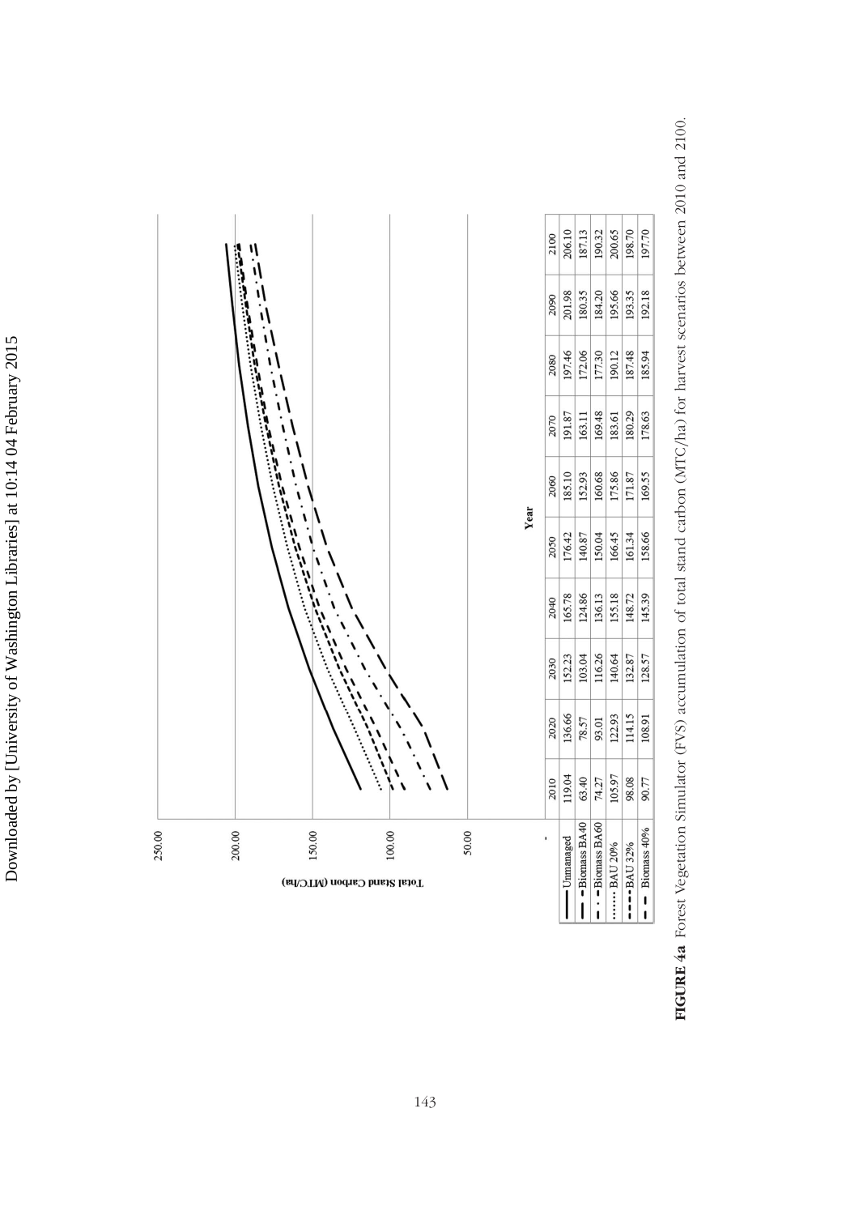| | 2010 | 2020 | 2030 | 2040 | 2050 | 2060 | 2070 | 2080 | 2090 | 2100 |
|---|---|---|---|---|---|---|---|---|---|---|
| Unmanaged | 119.04 | 136.66 | 152.23 | 165.78 | 176.42 | 185.10 | 191.87 | 197.46 | 201.98 | 206.10 |
| Biomass BA40 | 63.40 | 78.57 | 103.04 | 124.86 | 140.87 | 152.93 | 163.11 | 172.06 | 180.35 | 187.13 |
| Biomass BA60 | 74.27 | 93.01 | 116.26 | 136.13 | 150.04 | 160.68 | 169.48 | 177.30 | 184.20 | 190.32 |
| BAU 20% | 105.97 | 122.93 | 140.64 | 155.18 | 166.45 | 175.86 | 183.61 | 190.12 | 195.66 | 200.65 |
| BAU 32% | 98.08 | 114.15 | 132.87 | 148.72 | 161.34 | 171.87 | 180.29 | 187.48 | 193.35 | 198.70 |
| Biomass 40% | 90.77 | 108.91 | 128.57 | 145.39 | 158.66 | 169.55 | 178.63 | 185.94 | 192.18 | 197.70 |

**FIGURE 4a** Forest Vegetation Simulator (FVS) accumulation of total stand carbon (MTC/ha) for harvest scenarios between 2010 and 2100.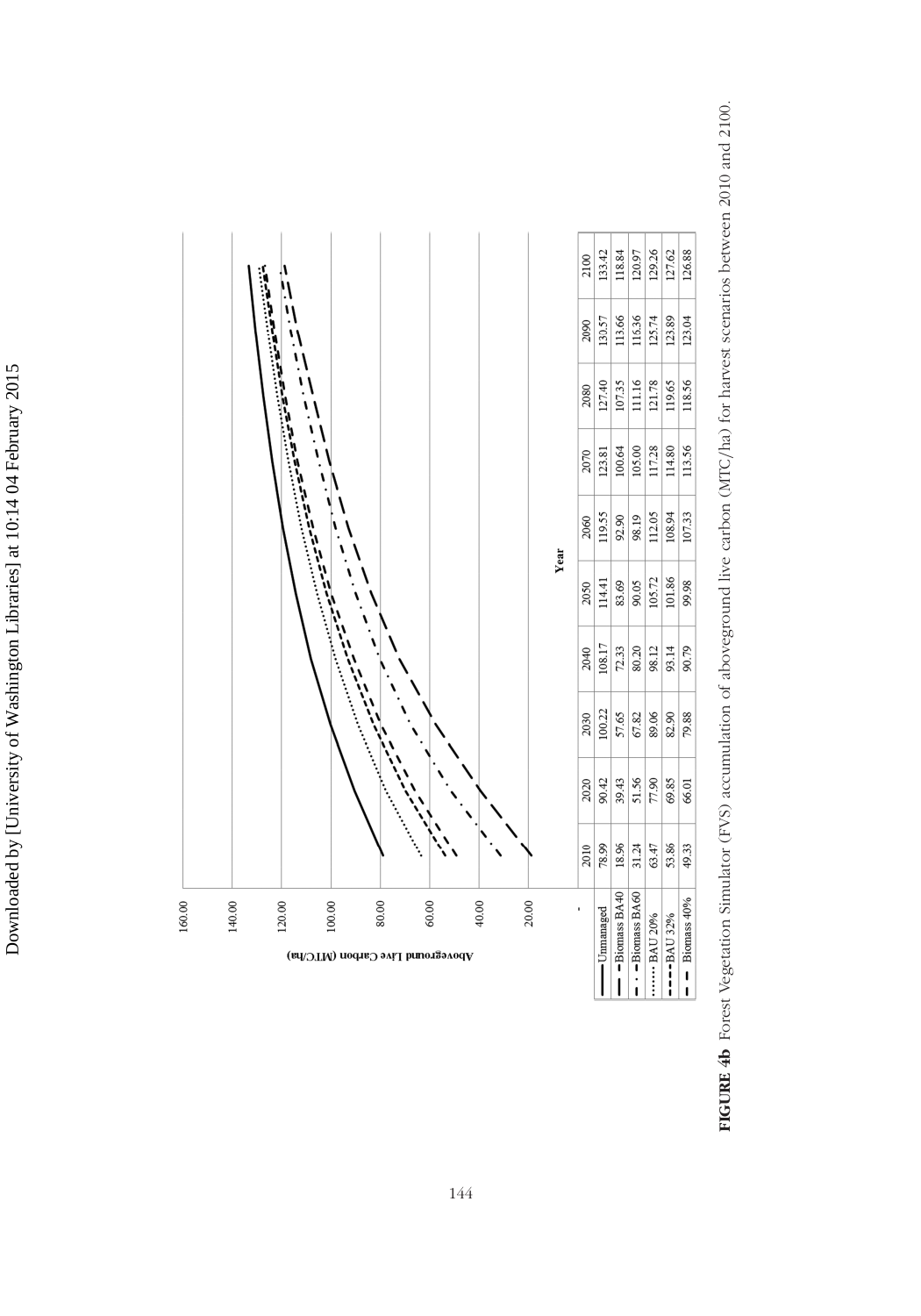| | 2010 | 2020 | 2030 | 2040 | 2050 | 2060 | 2070 | 2080 | 2090 | 2100 |
|---|---|---|---|---|---|---|---|---|---|---|
| Unmanaged | 78.99 | 90.42 | 100.22 | 108.17 | 114.41 | 119.55 | 123.81 | 127.40 | 130.57 | 133.42 |
| Biomass BA40 | 18.96 | 39.43 | 57.65 | 72.33 | 83.69 | 92.90 | 100.64 | 107.35 | 113.66 | 118.84 |
| Biomass BA60 | 31.24 | 51.56 | 67.82 | 80.20 | 90.05 | 98.19 | 105.00 | 111.16 | 115.36 | 120.97 |
| BAU 20% | 63.47 | 77.90 | 89.06 | 98.12 | 105.72 | 112.05 | 117.28 | 121.78 | 125.74 | 129.26 |
| BAU 32% | 53.86 | 69.85 | 82.90 | 93.14 | 101.86 | 108.94 | 114.80 | 119.65 | 123.89 | 127.62 |
| Biomass 40% | 49.33 | 66.01 | 79.88 | 90.79 | 99.98 | 107.33 | 113.56 | 118.56 | 123.04 | 126.88 |

**FIGURE 4b** Forest Vegetation Simulator (FVS) accumulation of aboveground live carbon (MTC/ha) for harvest scenarios between 2010 and 2100.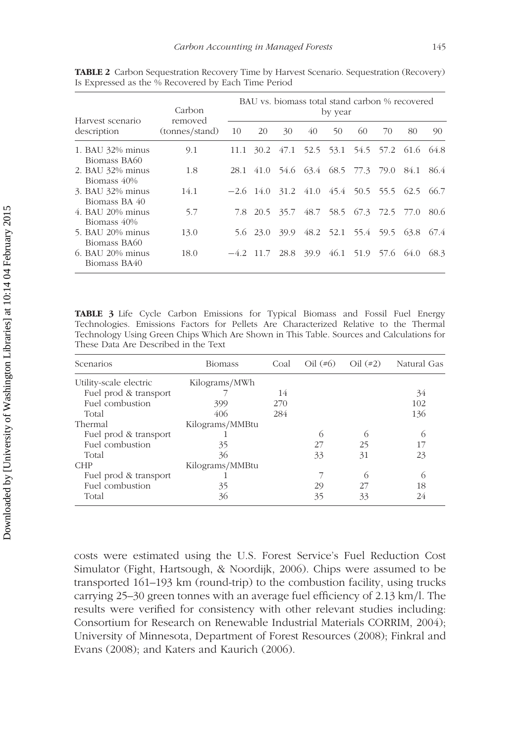**TABLE 2** Carbon Sequestration Recovery Time by Harvest Scenario. Sequestration (Recovery) Is Expressed as the % Recovered by Each Time Period

| Harvest scenario description | Carbon removed (tonnes/stand) | BAU vs. biomass total stand carbon % recovered by year | | | | | | | | |
|---|---|---|---|---|---|---|---|---|---|---|
| | | 10 | 20 | 30 | 40 | 50 | 60 | 70 | 80 | 90 |
| 1. BAU 32% minus Biomass BA60 | 9.1 | 11.1 | 30.2 | 47.1 | 52.5 | 53.1 | 54.5 | 57.2 | 61.6 | 64.8 |
| 2. BAU 32% minus Biomass 40% | 1.8 | 28.1 | 41.0 | 54.6 | 63.4 | 68.5 | 77.3 | 79.0 | 84.1 | 86.4 |
| 3. BAU 32% minus Biomass BA 40 | 14.1 | −2.6 | 14.0 | 31.2 | 41.0 | 45.4 | 50.5 | 55.5 | 62.5 | 66.7 |
| 4. BAU 20% minus Biomass 40% | 5.7 | 7.8 | 20.5 | 35.7 | 48.7 | 58.5 | 67.3 | 72.5 | 77.0 | 80.6 |
| 5. BAU 20% minus Biomass BA60 | 13.0 | 5.6 | 23.0 | 39.9 | 48.2 | 52.1 | 55.4 | 59.5 | 63.8 | 67.4 |
| 6. BAU 20% minus Biomass BA40 | 18.0 | −4.2 | 11.7 | 28.8 | 39.9 | 46.1 | 51.9 | 57.6 | 64.0 | 68.3 |

**TABLE 3** Life Cycle Carbon Emissions for Typical Biomass and Fossil Fuel Energy Technologies. Emissions Factors for Pellets Are Characterized Relative to the Thermal Technology Using Green Chips Which Are Shown in This Table. Sources and Calculations for These Data Are Described in the Text

| Scenarios | Biomass | Coal | Oil (#6) | Oil (#2) | Natural Gas |
|---|---|---|---|---|---|
| Utility-scale electric | Kilograms/MWh | | | | |
| Fuel prod & transport | 7 | 14 | | | 34 |
| Fuel combustion | 399 | 270 | | | 102 |
| Total | 406 | 284 | | | 136 |
| Thermal | Kilograms/MMBtu | | | | |
| Fuel prod & transport | 1 | | 6 | 6 | 6 |
| Fuel combustion | 35 | | 27 | 25 | 17 |
| Total | 36 | | 33 | 31 | 23 |
| CHP | Kilograms/MMBtu | | | | |
| Fuel prod & transport | 1 | | 7 | 6 | 6 |
| Fuel combustion | 35 | | 29 | 27 | 18 |
| Total | 36 | | 35 | 33 | 24 |

costs were estimated using the U.S. Forest Service's Fuel Reduction Cost Simulator (Fight, Hartsough, & Noordijk, 2006). Chips were assumed to be transported 161–193 km (round-trip) to the combustion facility, using trucks carrying 25–30 green tonnes with an average fuel efficiency of 2.13 km/l. The results were verified for consistency with other relevant studies including: Consortium for Research on Renewable Industrial Materials CORRIM, 2004); University of Minnesota, Department of Forest Resources (2008); Finkral and Evans (2008); and Katers and Kaurich (2006).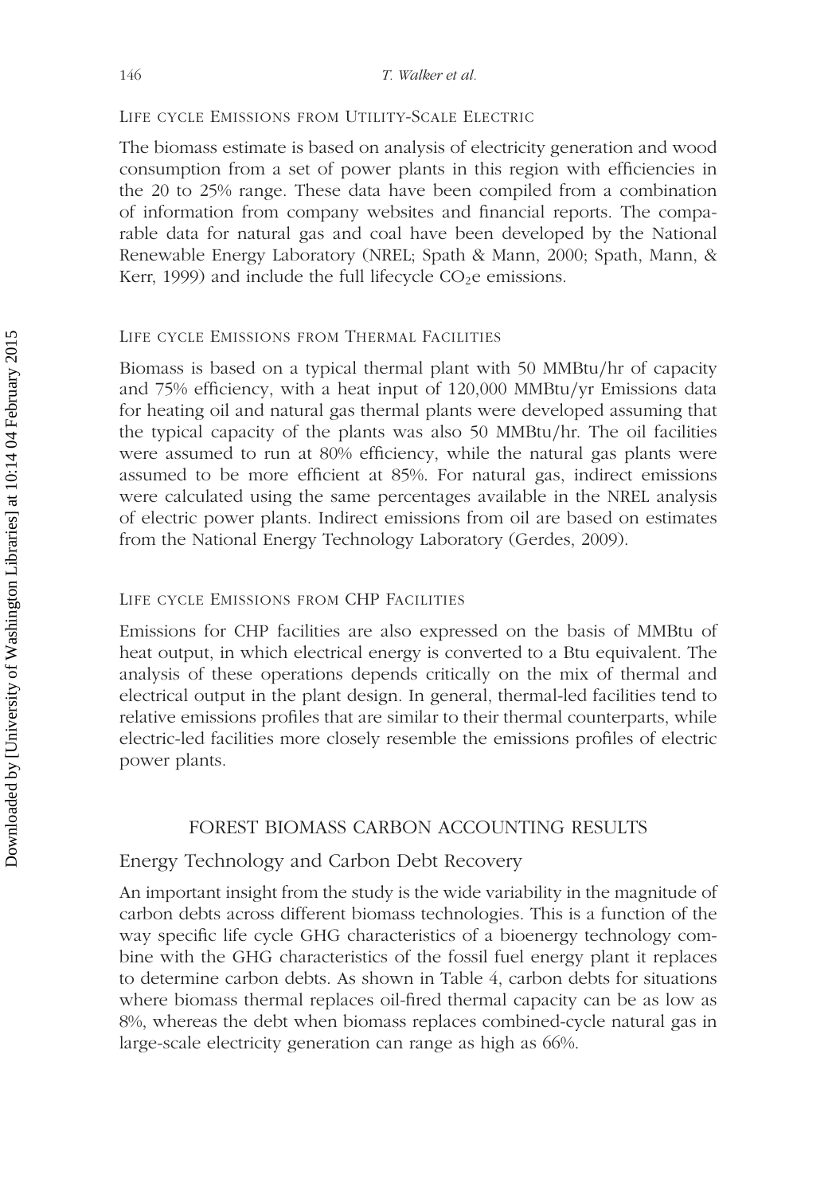### Life cycle Emissions from Utility-Scale Electric

The biomass estimate is based on analysis of electricity generation and wood consumption from a set of power plants in this region with efficiencies in the 20 to 25% range. These data have been compiled from a combination of information from company websites and financial reports. The comparable data for natural gas and coal have been developed by the National Renewable Energy Laboratory (NREL; Spath & Mann, 2000; Spath, Mann, & Kerr, 1999) and include the full lifecycle $CO_2e$ emissions.

### Life cycle Emissions from Thermal Facilities

Biomass is based on a typical thermal plant with 50 MMBtu/hr of capacity and 75% efficiency, with a heat input of 120,000 MMBtu/yr Emissions data for heating oil and natural gas thermal plants were developed assuming that the typical capacity of the plants was also 50 MMBtu/hr. The oil facilities were assumed to run at 80% efficiency, while the natural gas plants were assumed to be more efficient at 85%. For natural gas, indirect emissions were calculated using the same percentages available in the NREL analysis of electric power plants. Indirect emissions from oil are based on estimates from the National Energy Technology Laboratory (Gerdes, 2009).

### Life cycle Emissions from CHP Facilities

Emissions for CHP facilities are also expressed on the basis of MMBtu of heat output, in which electrical energy is converted to a Btu equivalent. The analysis of these operations depends critically on the mix of thermal and electrical output in the plant design. In general, thermal-led facilities tend to relative emissions profiles that are similar to their thermal counterparts, while electric-led facilities more closely resemble the emissions profiles of electric power plants.

## FOREST BIOMASS CARBON ACCOUNTING RESULTS

### Energy Technology and Carbon Debt Recovery

An important insight from the study is the wide variability in the magnitude of carbon debts across different biomass technologies. This is a function of the way specific life cycle GHG characteristics of a bioenergy technology combine with the GHG characteristics of the fossil fuel energy plant it replaces to determine carbon debts. As shown in Table 4, carbon debts for situations where biomass thermal replaces oil-fired thermal capacity can be as low as 8%, whereas the debt when biomass replaces combined-cycle natural gas in large-scale electricity generation can range as high as 66%.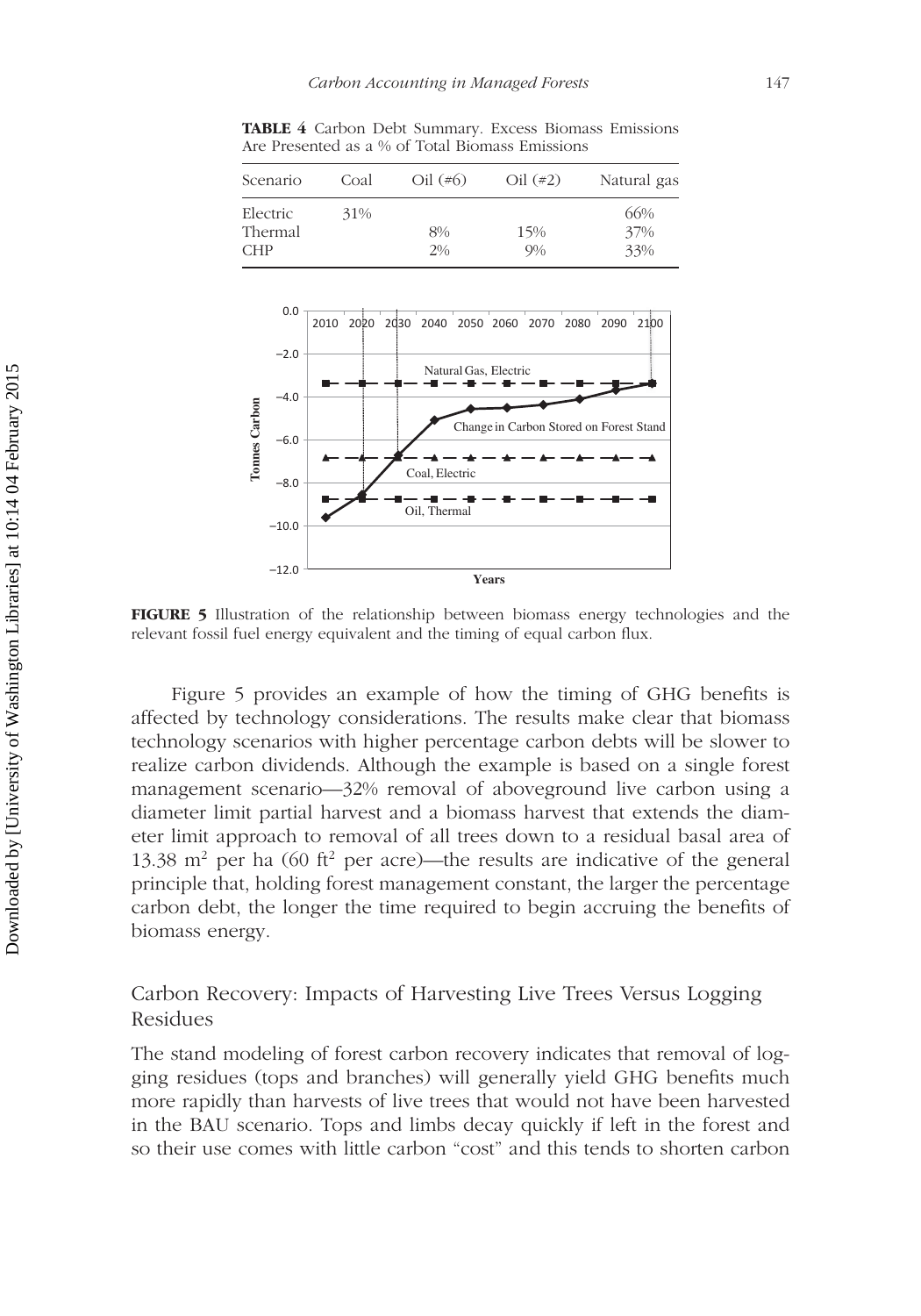**TABLE 4** Carbon Debt Summary. Excess Biomass Emissions Are Presented as a % of Total Biomass Emissions

| Scenario | Coal | Oil (#6) | Oil (#2) | Natural gas |
|---|---|---|---|---|
| Electric | 31% | | | 66% |
| Thermal | | 8% | 15% | 37% |
| CHP | | 2% | 9% | 33% |

**FIGURE 5** Illustration of the relationship between biomass energy technologies and the relevant fossil fuel energy equivalent and the timing of equal carbon flux.

Figure 5 provides an example of how the timing of GHG benefits is affected by technology considerations. The results make clear that biomass technology scenarios with higher percentage carbon debts will be slower to realize carbon dividends. Although the example is based on a single forest management scenario—32% removal of aboveground live carbon using a diameter limit partial harvest and a biomass harvest that extends the diameter limit approach to removal of all trees down to a residual basal area of 13.38 $m^2$ per ha (60 $ft^2$ per acre)—the results are indicative of the general principle that, holding forest management constant, the larger the percentage carbon debt, the longer the time required to begin accruing the benefits of biomass energy.

## Carbon Recovery: Impacts of Harvesting Live Trees Versus Logging Residues

The stand modeling of forest carbon recovery indicates that removal of logging residues (tops and branches) will generally yield GHG benefits much more rapidly than harvests of live trees that would not have been harvested in the BAU scenario. Tops and limbs decay quickly if left in the forest and so their use comes with little carbon "cost" and this tends to shorten carbon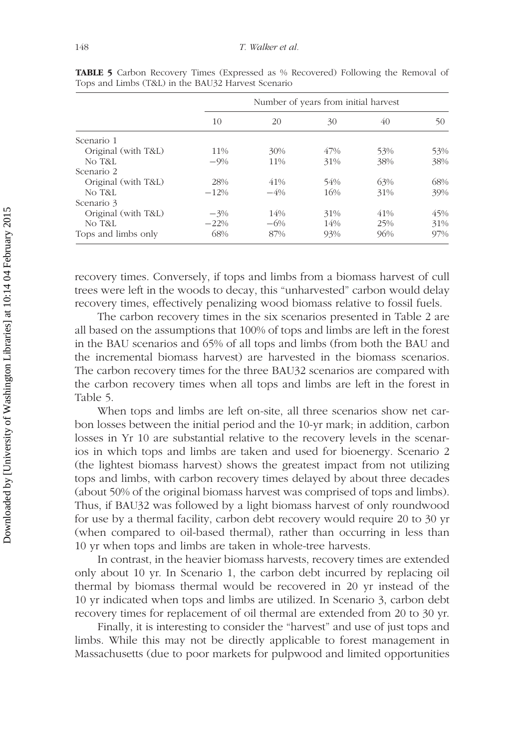**TABLE 5** Carbon Recovery Times (Expressed as % Recovered) Following the Removal of Tops and Limbs (T&L) in the BAU32 Harvest Scenario

| | Number of years from initial harvest | | | | |
|---|---|---|---|---|---|
| | 10 | 20 | 30 | 40 | 50 |
| Scenario 1 | | | | | |
| Original (with T&L) | 11% | 30% | 47% | 53% | 53% |
| No T&L | −9% | 11% | 31% | 38% | 38% |
| Scenario 2 | | | | | |
| Original (with T&L) | 28% | 41% | 54% | 63% | 68% |
| No T&L | −12% | −4% | 16% | 31% | 39% |
| Scenario 3 | | | | | |
| Original (with T&L) | −3% | 14% | 31% | 41% | 45% |
| No T&L | −22% | −6% | 14% | 25% | 31% |
| Tops and limbs only | 68% | 87% | 93% | 96% | 97% |

recovery times. Conversely, if tops and limbs from a biomass harvest of cull trees were left in the woods to decay, this "unharvested" carbon would delay recovery times, effectively penalizing wood biomass relative to fossil fuels.

The carbon recovery times in the six scenarios presented in Table 2 are all based on the assumptions that 100% of tops and limbs are left in the forest in the BAU scenarios and 65% of all tops and limbs (from both the BAU and the incremental biomass harvest) are harvested in the biomass scenarios. The carbon recovery times for the three BAU32 scenarios are compared with the carbon recovery times when all tops and limbs are left in the forest in Table 5.

When tops and limbs are left on-site, all three scenarios show net carbon losses between the initial period and the 10-yr mark; in addition, carbon losses in Yr 10 are substantial relative to the recovery levels in the scenarios in which tops and limbs are taken and used for bioenergy. Scenario 2 (the lightest biomass harvest) shows the greatest impact from not utilizing tops and limbs, with carbon recovery times delayed by about three decades (about 50% of the original biomass harvest was comprised of tops and limbs). Thus, if BAU32 was followed by a light biomass harvest of only roundwood for use by a thermal facility, carbon debt recovery would require 20 to 30 yr (when compared to oil-based thermal), rather than occurring in less than 10 yr when tops and limbs are taken in whole-tree harvests.

In contrast, in the heavier biomass harvests, recovery times are extended only about 10 yr. In Scenario 1, the carbon debt incurred by replacing oil thermal by biomass thermal would be recovered in 20 yr instead of the 10 yr indicated when tops and limbs are utilized. In Scenario 3, carbon debt recovery times for replacement of oil thermal are extended from 20 to 30 yr.

Finally, it is interesting to consider the "harvest" and use of just tops and limbs. While this may not be directly applicable to forest management in Massachusetts (due to poor markets for pulpwood and limited opportunities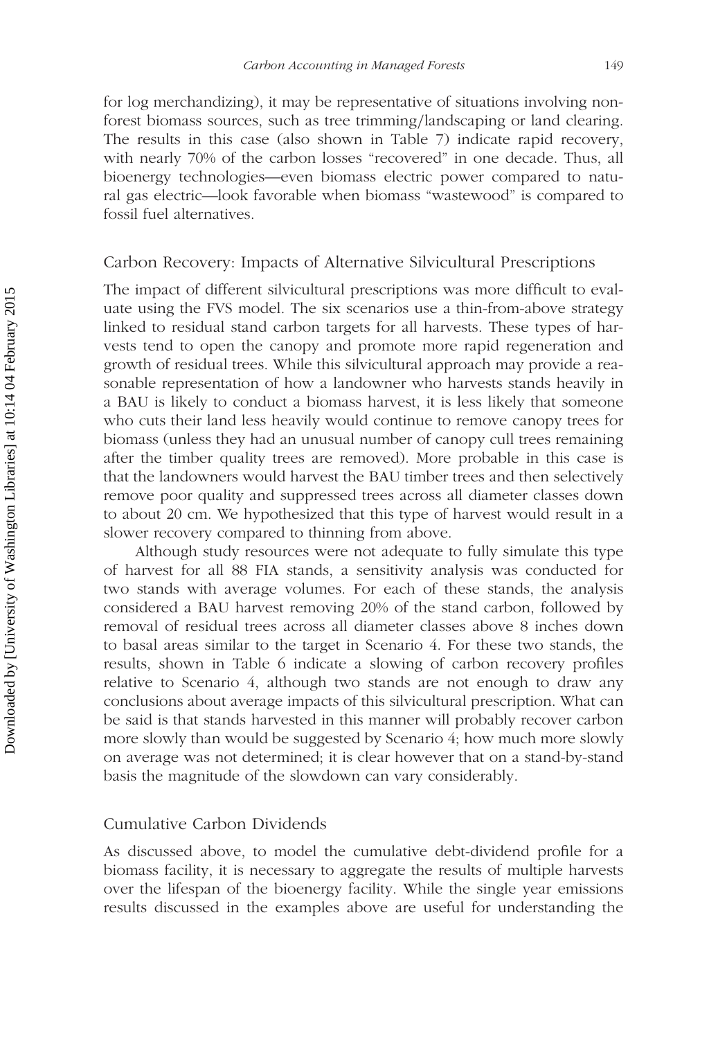for log merchandizing), it may be representative of situations involving non-forest biomass sources, such as tree trimming/landscaping or land clearing. The results in this case (also shown in Table 7) indicate rapid recovery, with nearly 70% of the carbon losses "recovered" in one decade. Thus, all bioenergy technologies—even biomass electric power compared to natural gas electric—look favorable when biomass "wastewood" is compared to fossil fuel alternatives.

## Carbon Recovery: Impacts of Alternative Silvicultural Prescriptions

The impact of different silvicultural prescriptions was more difficult to evaluate using the FVS model. The six scenarios use a thin-from-above strategy linked to residual stand carbon targets for all harvests. These types of harvests tend to open the canopy and promote more rapid regeneration and growth of residual trees. While this silvicultural approach may provide a reasonable representation of how a landowner who harvests stands heavily in a BAU is likely to conduct a biomass harvest, it is less likely that someone who cuts their land less heavily would continue to remove canopy trees for biomass (unless they had an unusual number of canopy cull trees remaining after the timber quality trees are removed). More probable in this case is that the landowners would harvest the BAU timber trees and then selectively remove poor quality and suppressed trees across all diameter classes down to about 20 cm. We hypothesized that this type of harvest would result in a slower recovery compared to thinning from above.

Although study resources were not adequate to fully simulate this type of harvest for all 88 FIA stands, a sensitivity analysis was conducted for two stands with average volumes. For each of these stands, the analysis considered a BAU harvest removing 20% of the stand carbon, followed by removal of residual trees across all diameter classes above 8 inches down to basal areas similar to the target in Scenario 4. For these two stands, the results, shown in Table 6 indicate a slowing of carbon recovery profiles relative to Scenario 4, although two stands are not enough to draw any conclusions about average impacts of this silvicultural prescription. What can be said is that stands harvested in this manner will probably recover carbon more slowly than would be suggested by Scenario 4; how much more slowly on average was not determined; it is clear however that on a stand-by-stand basis the magnitude of the slowdown can vary considerably.

## Cumulative Carbon Dividends

As discussed above, to model the cumulative debt-dividend profile for a biomass facility, it is necessary to aggregate the results of multiple harvests over the lifespan of the bioenergy facility. While the single year emissions results discussed in the examples above are useful for understanding the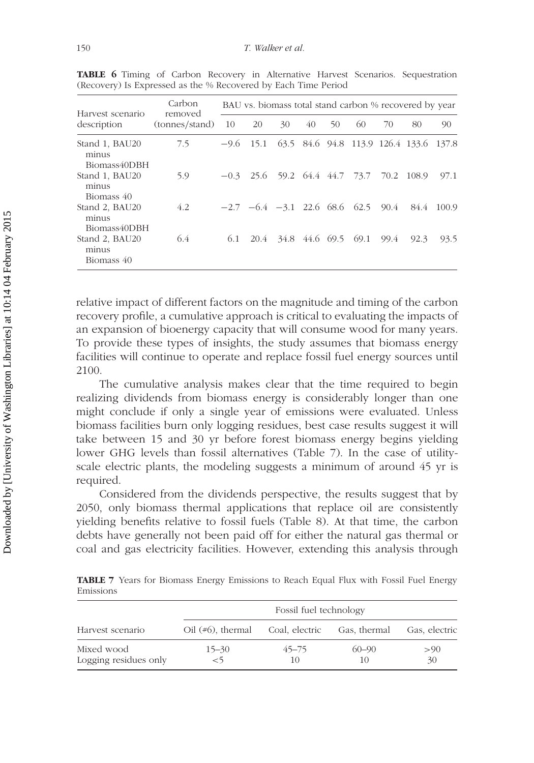**TABLE 6** Timing of Carbon Recovery in Alternative Harvest Scenarios. Sequestration (Recovery) Is Expressed as the % Recovered by Each Time Period

| Harvest scenario description | Carbon removed (tonnes/stand) | BAU vs. biomass total stand carbon % recovered by year | | | | | | | | |
|---|---|---|---|---|---|---|---|---|---|---|
| | | 10 | 20 | 30 | 40 | 50 | 60 | 70 | 80 | 90 |
| Stand 1, BAU20 minus Biomass40DBH | 7.5 | −9.6 | 15.1 | 63.5 | 84.6 | 94.8 | 113.9 | 126.4 | 133.6 | 137.8 |
| Stand 1, BAU20 minus Biomass 40 | 5.9 | −0.3 | 25.6 | 59.2 | 64.4 | 44.7 | 73.7 | 70.2 | 108.9 | 97.1 |
| Stand 2, BAU20 minus Biomass40DBH | 4.2 | −2.7 | −6.4 | −3.1 | 22.6 | 68.6 | 62.5 | 90.4 | 84.4 | 100.9 |
| Stand 2, BAU20 minus Biomass 40 | 6.4 | 6.1 | 20.4 | 34.8 | 44.6 | 69.5 | 69.1 | 99.4 | 92.3 | 93.5 |

relative impact of different factors on the magnitude and timing of the carbon recovery profile, a cumulative approach is critical to evaluating the impacts of an expansion of bioenergy capacity that will consume wood for many years. To provide these types of insights, the study assumes that biomass energy facilities will continue to operate and replace fossil fuel energy sources until 2100.

The cumulative analysis makes clear that the time required to begin realizing dividends from biomass energy is considerably longer than one might conclude if only a single year of emissions were evaluated. Unless biomass facilities burn only logging residues, best case results suggest it will take between 15 and 30 yr before forest biomass energy begins yielding lower GHG levels than fossil alternatives (Table 7). In the case of utility-scale electric plants, the modeling suggests a minimum of around 45 yr is required.

Considered from the dividends perspective, the results suggest that by 2050, only biomass thermal applications that replace oil are consistently yielding benefits relative to fossil fuels (Table 8). At that time, the carbon debts have generally not been paid off for either the natural gas thermal or coal and gas electricity facilities. However, extending this analysis through

**TABLE 7** Years for Biomass Energy Emissions to Reach Equal Flux with Fossil Fuel Energy Emissions

| Harvest scenario | Fossil fuel technology | | | |
|---|---|---|---|---|
| | Oil (#6), thermal | Coal, electric | Gas, thermal | Gas, electric |
| Mixed wood | 15–30 | 45–75 | 60–90 | >90 |
| Logging residues only | <5 | 10 | 10 | 30 |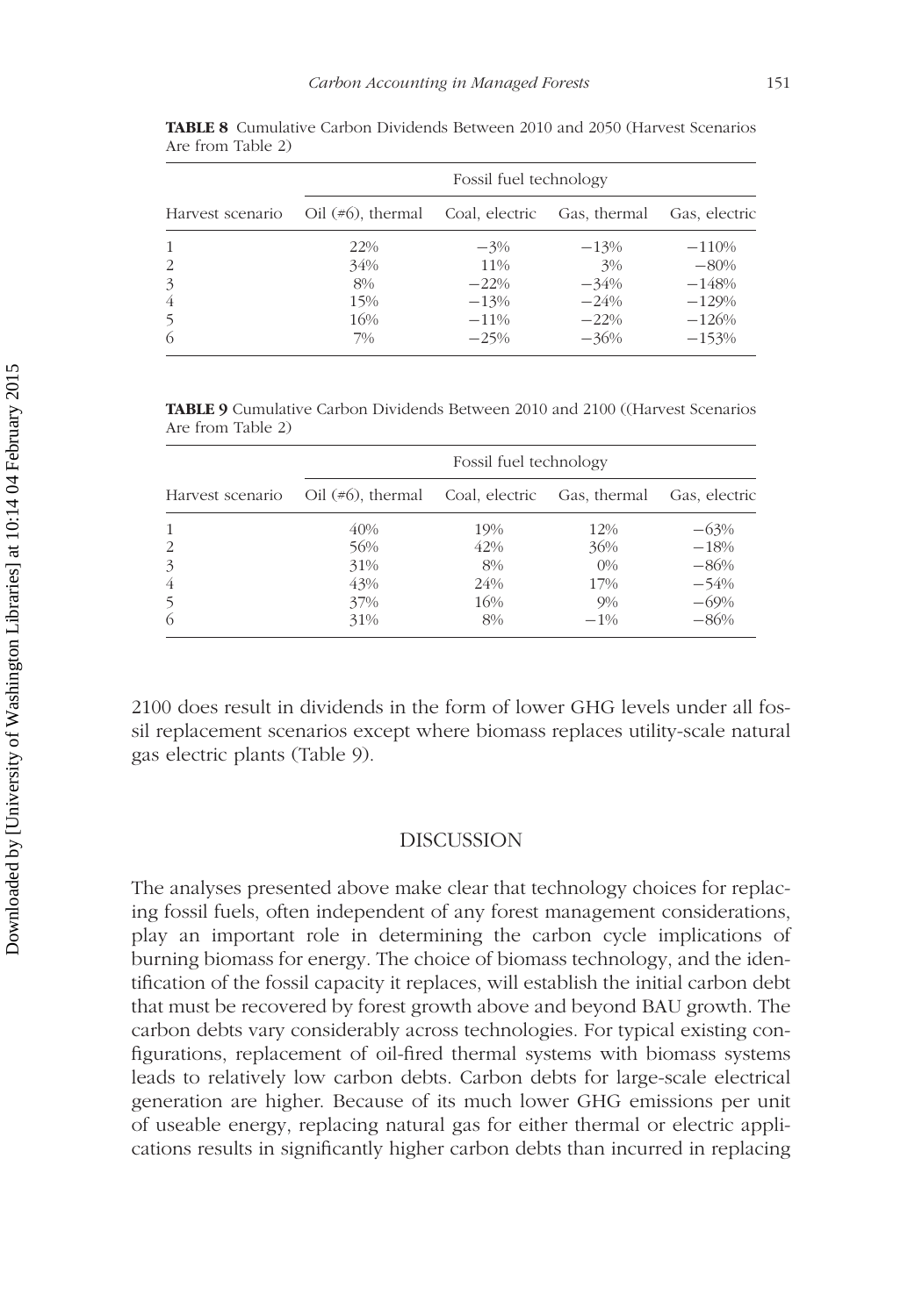**TABLE 8** Cumulative Carbon Dividends Between 2010 and 2050 (Harvest Scenarios Are from Table 2)

| | Fossil fuel technology | | | |
|---|---|---|---|---|
| Harvest scenario | Oil (#6), thermal | Coal, electric | Gas, thermal | Gas, electric |
| 1 | 22% | −3% | −13% | −110% |
| 2 | 34% | 11% | 3% | −80% |
| 3 | 8% | −22% | −34% | −148% |
| 4 | 15% | −13% | −24% | −129% |
| 5 | 16% | −11% | −22% | −126% |
| 6 | 7% | −25% | −36% | −153% |

**TABLE 9** Cumulative Carbon Dividends Between 2010 and 2100 ((Harvest Scenarios Are from Table 2)

| | Fossil fuel technology | | | |
|---|---|---|---|---|
| Harvest scenario | Oil (#6), thermal | Coal, electric | Gas, thermal | Gas, electric |
| 1 | 40% | 19% | 12% | −63% |
| 2 | 56% | 42% | 36% | −18% |
| 3 | 31% | 8% | 0% | −86% |
| 4 | 43% | 24% | 17% | −54% |
| 5 | 37% | 16% | 9% | −69% |
| 6 | 31% | 8% | −1% | −86% |

2100 does result in dividends in the form of lower GHG levels under all fossil replacement scenarios except where biomass replaces utility-scale natural gas electric plants (Table 9).

## DISCUSSION

The analyses presented above make clear that technology choices for replacing fossil fuels, often independent of any forest management considerations, play an important role in determining the carbon cycle implications of burning biomass for energy. The choice of biomass technology, and the identification of the fossil capacity it replaces, will establish the initial carbon debt that must be recovered by forest growth above and beyond BAU growth. The carbon debts vary considerably across technologies. For typical existing configurations, replacement of oil-fired thermal systems with biomass systems leads to relatively low carbon debts. Carbon debts for large-scale electrical generation are higher. Because of its much lower GHG emissions per unit of useable energy, replacing natural gas for either thermal or electric applications results in significantly higher carbon debts than incurred in replacing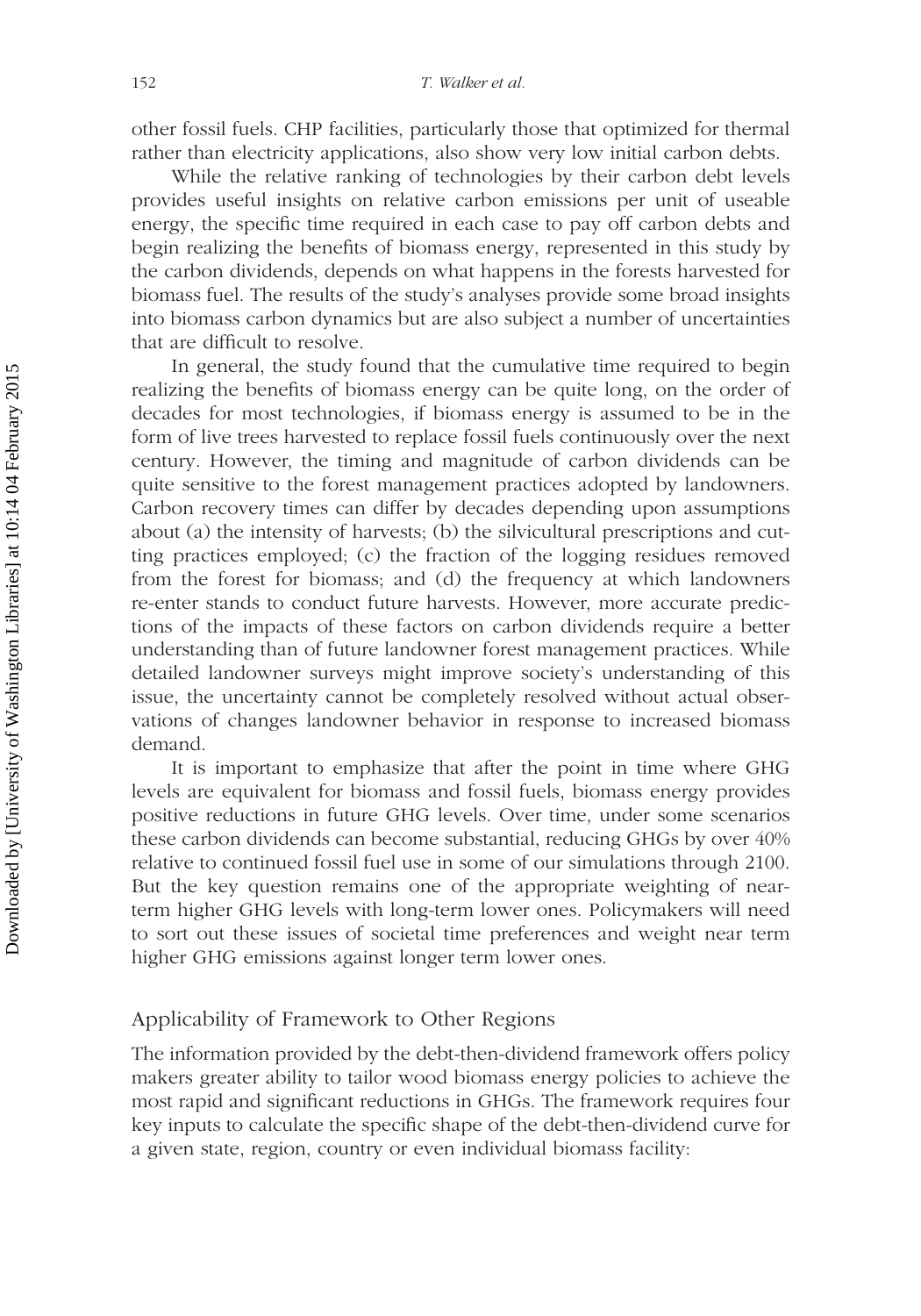other fossil fuels. CHP facilities, particularly those that optimized for thermal rather than electricity applications, also show very low initial carbon debts.

While the relative ranking of technologies by their carbon debt levels provides useful insights on relative carbon emissions per unit of useable energy, the specific time required in each case to pay off carbon debts and begin realizing the benefits of biomass energy, represented in this study by the carbon dividends, depends on what happens in the forests harvested for biomass fuel. The results of the study's analyses provide some broad insights into biomass carbon dynamics but are also subject a number of uncertainties that are difficult to resolve.

In general, the study found that the cumulative time required to begin realizing the benefits of biomass energy can be quite long, on the order of decades for most technologies, if biomass energy is assumed to be in the form of live trees harvested to replace fossil fuels continuously over the next century. However, the timing and magnitude of carbon dividends can be quite sensitive to the forest management practices adopted by landowners. Carbon recovery times can differ by decades depending upon assumptions about (a) the intensity of harvests; (b) the silvicultural prescriptions and cutting practices employed; (c) the fraction of the logging residues removed from the forest for biomass; and (d) the frequency at which landowners re-enter stands to conduct future harvests. However, more accurate predictions of the impacts of these factors on carbon dividends require a better understanding than of future landowner forest management practices. While detailed landowner surveys might improve society's understanding of this issue, the uncertainty cannot be completely resolved without actual observations of changes landowner behavior in response to increased biomass demand.

It is important to emphasize that after the point in time where GHG levels are equivalent for biomass and fossil fuels, biomass energy provides positive reductions in future GHG levels. Over time, under some scenarios these carbon dividends can become substantial, reducing GHGs by over 40% relative to continued fossil fuel use in some of our simulations through 2100. But the key question remains one of the appropriate weighting of near-term higher GHG levels with long-term lower ones. Policymakers will need to sort out these issues of societal time preferences and weight near term higher GHG emissions against longer term lower ones.

## Applicability of Framework to Other Regions

The information provided by the debt-then-dividend framework offers policy makers greater ability to tailor wood biomass energy policies to achieve the most rapid and significant reductions in GHGs. The framework requires four key inputs to calculate the specific shape of the debt-then-dividend curve for a given state, region, country or even individual biomass facility: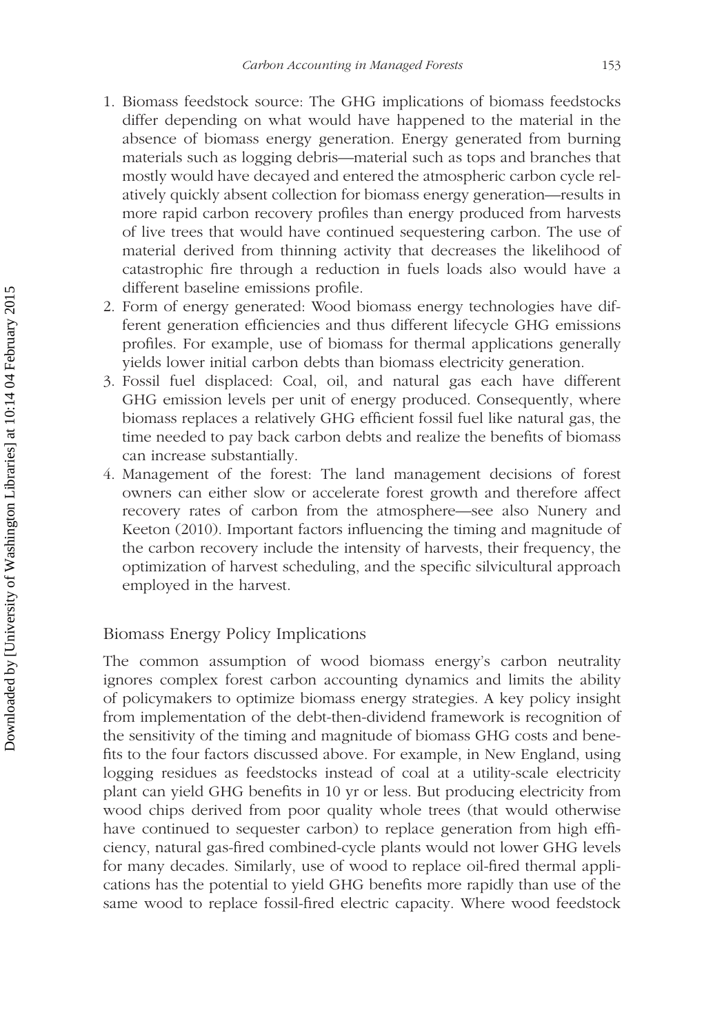1. Biomass feedstock source: The GHG implications of biomass feedstocks differ depending on what would have happened to the material in the absence of biomass energy generation. Energy generated from burning materials such as logging debris—material such as tops and branches that mostly would have decayed and entered the atmospheric carbon cycle relatively quickly absent collection for biomass energy generation—results in more rapid carbon recovery profiles than energy produced from harvests of live trees that would have continued sequestering carbon. The use of material derived from thinning activity that decreases the likelihood of catastrophic fire through a reduction in fuels loads also would have a different baseline emissions profile.
2. Form of energy generated: Wood biomass energy technologies have different generation efficiencies and thus different lifecycle GHG emissions profiles. For example, use of biomass for thermal applications generally yields lower initial carbon debts than biomass electricity generation.
3. Fossil fuel displaced: Coal, oil, and natural gas each have different GHG emission levels per unit of energy produced. Consequently, where biomass replaces a relatively GHG efficient fossil fuel like natural gas, the time needed to pay back carbon debts and realize the benefits of biomass can increase substantially.
4. Management of the forest: The land management decisions of forest owners can either slow or accelerate forest growth and therefore affect recovery rates of carbon from the atmosphere—see also Nunery and Keeton (2010). Important factors influencing the timing and magnitude of the carbon recovery include the intensity of harvests, their frequency, the optimization of harvest scheduling, and the specific silvicultural approach employed in the harvest.

## Biomass Energy Policy Implications

The common assumption of wood biomass energy's carbon neutrality ignores complex forest carbon accounting dynamics and limits the ability of policymakers to optimize biomass energy strategies. A key policy insight from implementation of the debt-then-dividend framework is recognition of the sensitivity of the timing and magnitude of biomass GHG costs and benefits to the four factors discussed above. For example, in New England, using logging residues as feedstocks instead of coal at a utility-scale electricity plant can yield GHG benefits in 10 yr or less. But producing electricity from wood chips derived from poor quality whole trees (that would otherwise have continued to sequester carbon) to replace generation from high efficiency, natural gas-fired combined-cycle plants would not lower GHG levels for many decades. Similarly, use of wood to replace oil-fired thermal applications has the potential to yield GHG benefits more rapidly than use of the same wood to replace fossil-fired electric capacity. Where wood feedstock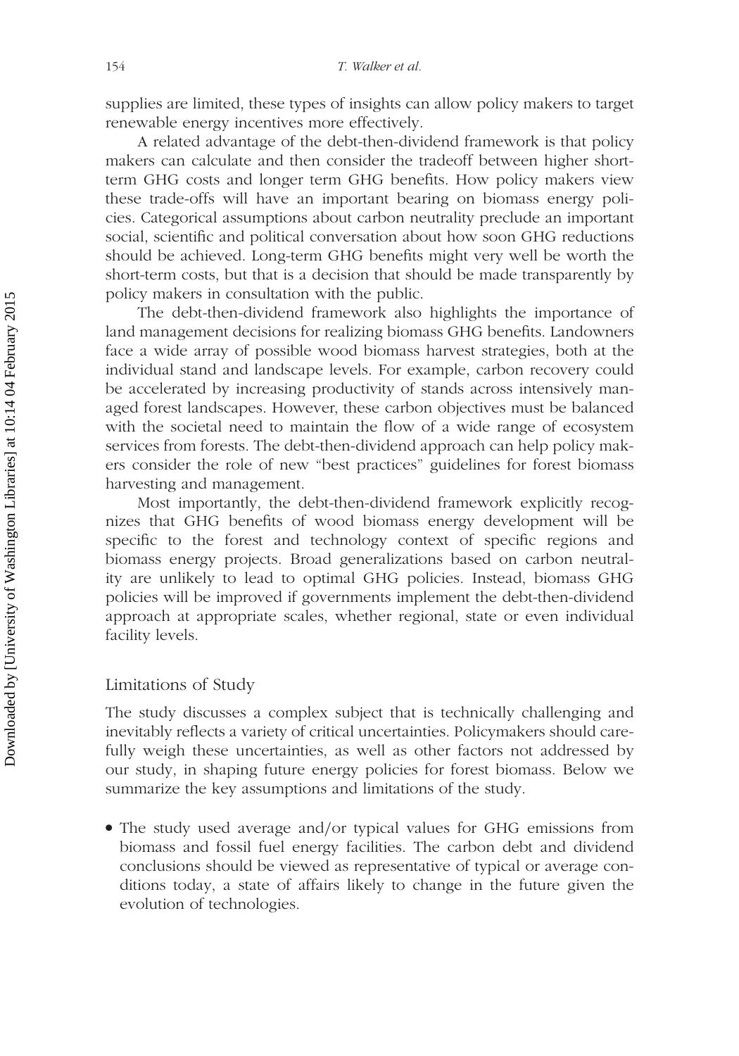supplies are limited, these types of insights can allow policy makers to target renewable energy incentives more effectively.

A related advantage of the debt-then-dividend framework is that policy makers can calculate and then consider the tradeoff between higher short-term GHG costs and longer term GHG benefits. How policy makers view these trade-offs will have an important bearing on biomass energy policies. Categorical assumptions about carbon neutrality preclude an important social, scientific and political conversation about how soon GHG reductions should be achieved. Long-term GHG benefits might very well be worth the short-term costs, but that is a decision that should be made transparently by policy makers in consultation with the public.

The debt-then-dividend framework also highlights the importance of land management decisions for realizing biomass GHG benefits. Landowners face a wide array of possible wood biomass harvest strategies, both at the individual stand and landscape levels. For example, carbon recovery could be accelerated by increasing productivity of stands across intensively managed forest landscapes. However, these carbon objectives must be balanced with the societal need to maintain the flow of a wide range of ecosystem services from forests. The debt-then-dividend approach can help policy makers consider the role of new "best practices" guidelines for forest biomass harvesting and management.

Most importantly, the debt-then-dividend framework explicitly recognizes that GHG benefits of wood biomass energy development will be specific to the forest and technology context of specific regions and biomass energy projects. Broad generalizations based on carbon neutrality are unlikely to lead to optimal GHG policies. Instead, biomass GHG policies will be improved if governments implement the debt-then-dividend approach at appropriate scales, whether regional, state or even individual facility levels.

## Limitations of Study

The study discusses a complex subject that is technically challenging and inevitably reflects a variety of critical uncertainties. Policymakers should carefully weigh these uncertainties, as well as other factors not addressed by our study, in shaping future energy policies for forest biomass. Below we summarize the key assumptions and limitations of the study.

- The study used average and/or typical values for GHG emissions from biomass and fossil fuel energy facilities. The carbon debt and dividend conclusions should be viewed as representative of typical or average conditions today, a state of affairs likely to change in the future given the evolution of technologies.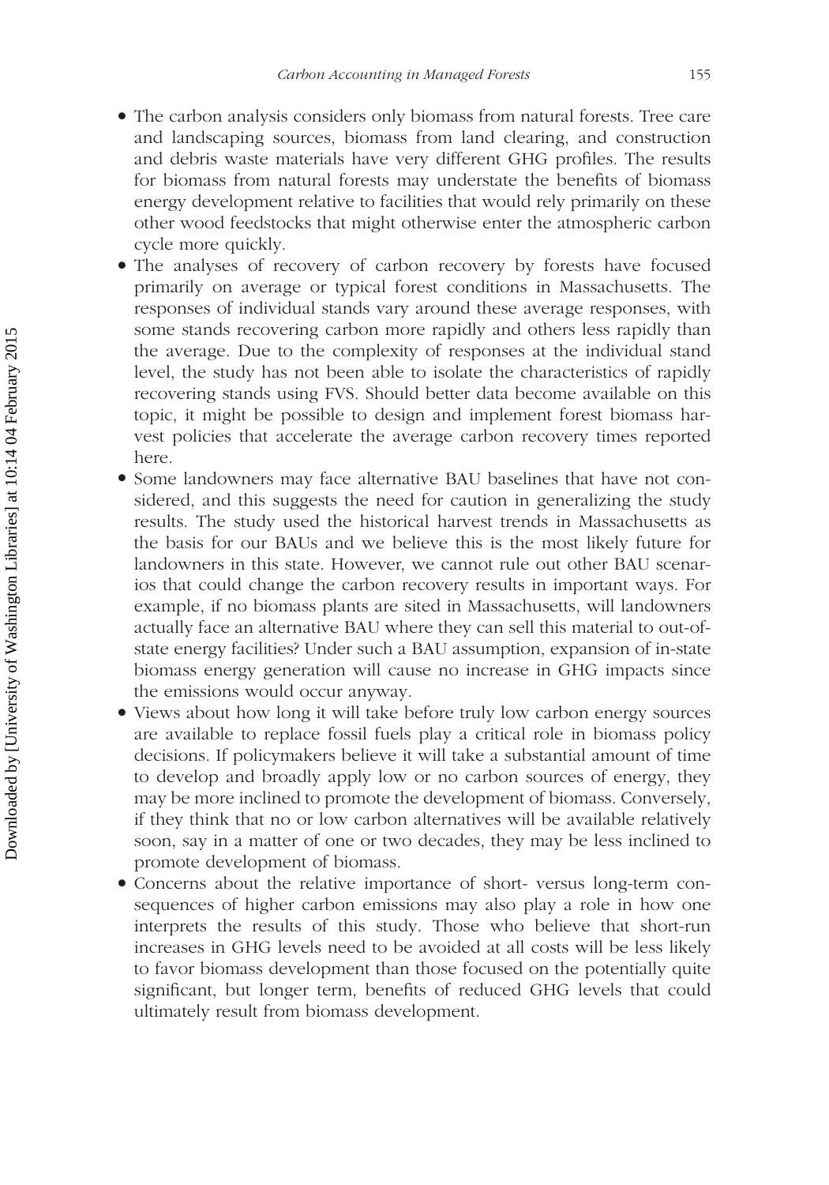- The carbon analysis considers only biomass from natural forests. Tree care and landscaping sources, biomass from land clearing, and construction and debris waste materials have very different GHG profiles. The results for biomass from natural forests may understate the benefits of biomass energy development relative to facilities that would rely primarily on these other wood feedstocks that might otherwise enter the atmospheric carbon cycle more quickly.
- The analyses of recovery of carbon recovery by forests have focused primarily on average or typical forest conditions in Massachusetts. The responses of individual stands vary around these average responses, with some stands recovering carbon more rapidly and others less rapidly than the average. Due to the complexity of responses at the individual stand level, the study has not been able to isolate the characteristics of rapidly recovering stands using FVS. Should better data become available on this topic, it might be possible to design and implement forest biomass harvest policies that accelerate the average carbon recovery times reported here.
- Some landowners may face alternative BAU baselines that have not considered, and this suggests the need for caution in generalizing the study results. The study used the historical harvest trends in Massachusetts as the basis for our BAUs and we believe this is the most likely future for landowners in this state. However, we cannot rule out other BAU scenarios that could change the carbon recovery results in important ways. For example, if no biomass plants are sited in Massachusetts, will landowners actually face an alternative BAU where they can sell this material to out-of-state energy facilities? Under such a BAU assumption, expansion of in-state biomass energy generation will cause no increase in GHG impacts since the emissions would occur anyway.
- Views about how long it will take before truly low carbon energy sources are available to replace fossil fuels play a critical role in biomass policy decisions. If policymakers believe it will take a substantial amount of time to develop and broadly apply low or no carbon sources of energy, they may be more inclined to promote the development of biomass. Conversely, if they think that no or low carbon alternatives will be available relatively soon, say in a matter of one or two decades, they may be less inclined to promote development of biomass.
- Concerns about the relative importance of short- versus long-term consequences of higher carbon emissions may also play a role in how one interprets the results of this study. Those who believe that short-run increases in GHG levels need to be avoided at all costs will be less likely to favor biomass development than those focused on the potentially quite significant, but longer term, benefits of reduced GHG levels that could ultimately result from biomass development.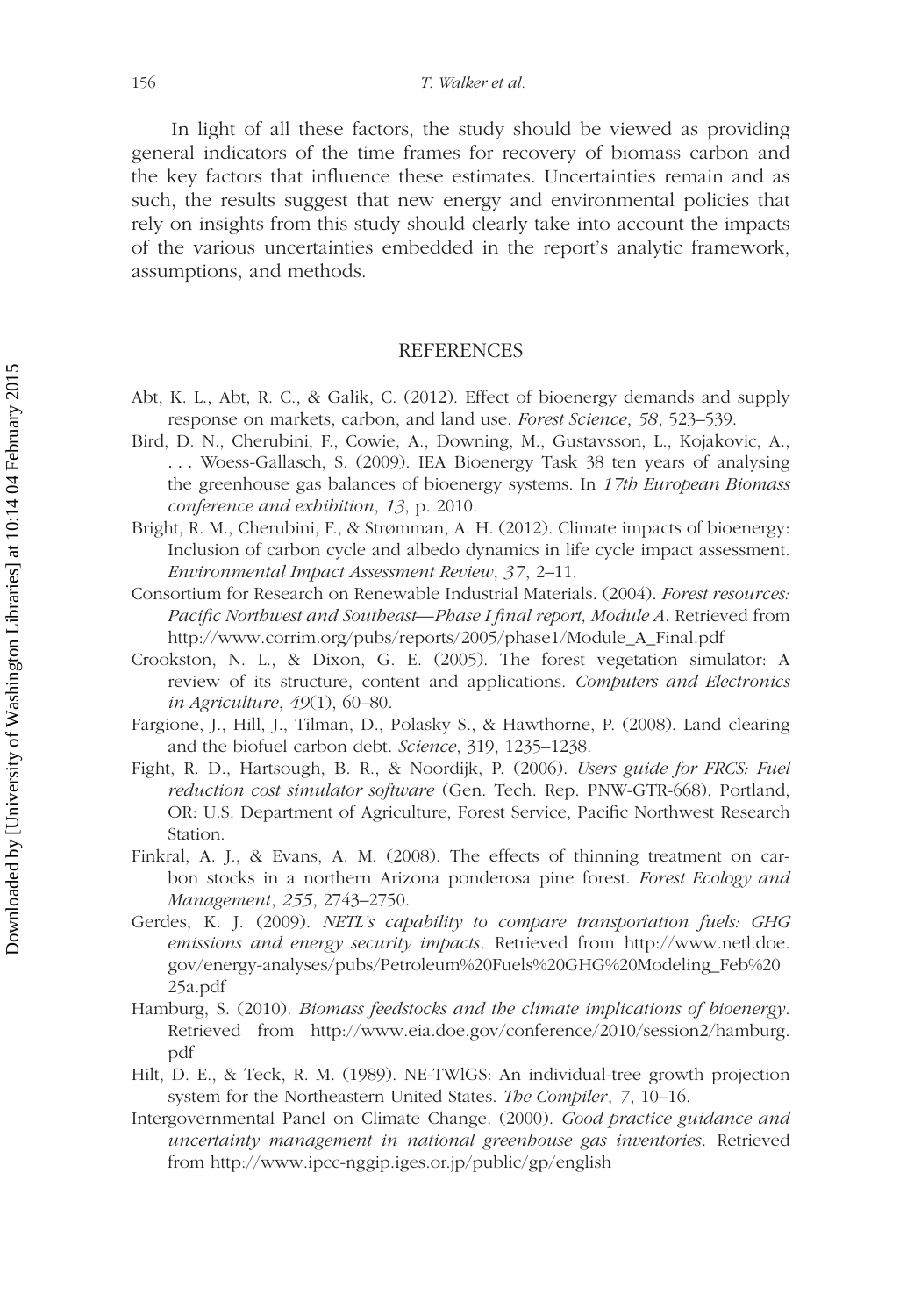In light of all these factors, the study should be viewed as providing general indicators of the time frames for recovery of biomass carbon and the key factors that influence these estimates. Uncertainties remain and as such, the results suggest that new energy and environmental policies that rely on insights from this study should clearly take into account the impacts of the various uncertainties embedded in the report's analytic framework, assumptions, and methods.

## REFERENCES

Abt, K. L., Abt, R. C., & Galik, C. (2012). Effect of bioenergy demands and supply response on markets, carbon, and land use. *Forest Science*, *58*, 523–539.

Bird, D. N., Cherubini, F., Cowie, A., Downing, M., Gustavsson, L., Kojakovic, A., . . . Woess-Gallasch, S. (2009). IEA Bioenergy Task 38 ten years of analysing the greenhouse gas balances of bioenergy systems. In *17th European Biomass conference and exhibition*, *13*, p. 2010.

Bright, R. M., Cherubini, F., & Strømman, A. H. (2012). Climate impacts of bioenergy: Inclusion of carbon cycle and albedo dynamics in life cycle impact assessment. *Environmental Impact Assessment Review*, *37*, 2–11.

Consortium for Research on Renewable Industrial Materials. (2004). *Forest resources: Pacific Northwest and Southeast—Phase I final report, Module A*. Retrieved from http://www.corrim.org/pubs/reports/2005/phase1/Module_A_Final.pdf

Crookston, N. L., & Dixon, G. E. (2005). The forest vegetation simulator: A review of its structure, content and applications. *Computers and Electronics in Agriculture*, *49*(1), 60–80.

Fargione, J., Hill, J., Tilman, D., Polasky S., & Hawthorne, P. (2008). Land clearing and the biofuel carbon debt. *Science*, 319, 1235–1238.

Fight, R. D., Hartsough, B. R., & Noordijk, P. (2006). *Users guide for FRCS: Fuel reduction cost simulator software* (Gen. Tech. Rep. PNW-GTR-668). Portland, OR: U.S. Department of Agriculture, Forest Service, Pacific Northwest Research Station.

Finkral, A. J., & Evans, A. M. (2008). The effects of thinning treatment on carbon stocks in a northern Arizona ponderosa pine forest. *Forest Ecology and Management*, *255*, 2743–2750.

Gerdes, K. J. (2009). *NETL's capability to compare transportation fuels: GHG emissions and energy security impacts*. Retrieved from http://www.netl.doe.gov/energy-analyses/pubs/Petroleum%20Fuels%20GHG%20Modeling_Feb%2025a.pdf

Hamburg, S. (2010). *Biomass feedstocks and the climate implications of bioenergy*. Retrieved from http://www.eia.doe.gov/conference/2010/session2/hamburg.pdf

Hilt, D. E., & Teck, R. M. (1989). NE-TWIGS: An individual-tree growth projection system for the Northeastern United States. *The Compiler*, *7*, 10–16.

Intergovernmental Panel on Climate Change. (2000). *Good practice guidance and uncertainty management in national greenhouse gas inventories*. Retrieved from http://www.ipcc-nggip.iges.or.jp/public/gp/english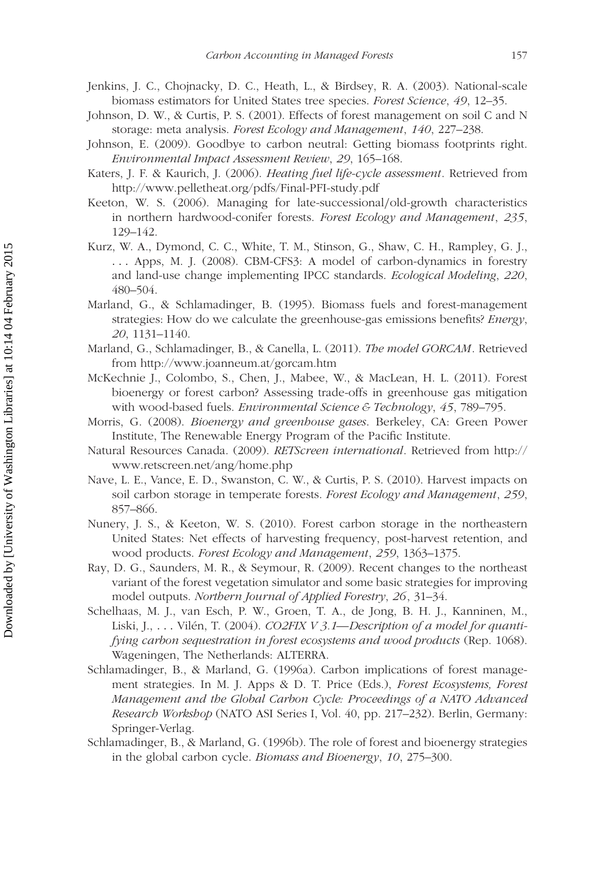Jenkins, J. C., Chojnacky, D. C., Heath, L., & Birdsey, R. A. (2003). National-scale biomass estimators for United States tree species. *Forest Science*, *49*, 12–35.

Johnson, D. W., & Curtis, P. S. (2001). Effects of forest management on soil C and N storage: meta analysis. *Forest Ecology and Management*, *140*, 227–238.

Johnson, E. (2009). Goodbye to carbon neutral: Getting biomass footprints right. *Environmental Impact Assessment Review*, *29*, 165–168.

Katers, J. F. & Kaurich, J. (2006). *Heating fuel life-cycle assessment*. Retrieved from http://www.pelletheat.org/pdfs/Final-PFI-study.pdf

Keeton, W. S. (2006). Managing for late-successional/old-growth characteristics in northern hardwood-conifer forests. *Forest Ecology and Management*, *235*, 129–142.

Kurz, W. A., Dymond, C. C., White, T. M., Stinson, G., Shaw, C. H., Rampley, G. J., . . . Apps, M. J. (2008). CBM-CFS3: A model of carbon-dynamics in forestry and land-use change implementing IPCC standards. *Ecological Modeling*, *220*, 480–504.

Marland, G., & Schlamadinger, B. (1995). Biomass fuels and forest-management strategies: How do we calculate the greenhouse-gas emissions benefits? *Energy*, *20*, 1131–1140.

Marland, G., Schlamadinger, B., & Canella, L. (2011). *The model GORCAM*. Retrieved from http://www.joanneum.at/gorcam.htm

McKechnie J., Colombo, S., Chen, J., Mabee, W., & MacLean, H. L. (2011). Forest bioenergy or forest carbon? Assessing trade-offs in greenhouse gas mitigation with wood-based fuels. *Environmental Science & Technology*, *45*, 789–795.

Morris, G. (2008). *Bioenergy and greenhouse gases*. Berkeley, CA: Green Power Institute, The Renewable Energy Program of the Pacific Institute.

Natural Resources Canada. (2009). *RETScreen international*. Retrieved from http://www.retscreen.net/ang/home.php

Nave, L. E., Vance, E. D., Swanston, C. W., & Curtis, P. S. (2010). Harvest impacts on soil carbon storage in temperate forests. *Forest Ecology and Management*, *259*, 857–866.

Nunery, J. S., & Keeton, W. S. (2010). Forest carbon storage in the northeastern United States: Net effects of harvesting frequency, post-harvest retention, and wood products. *Forest Ecology and Management*, *259*, 1363–1375.

Ray, D. G., Saunders, M. R., & Seymour, R. (2009). Recent changes to the northeast variant of the forest vegetation simulator and some basic strategies for improving model outputs. *Northern Journal of Applied Forestry*, *26*, 31–34.

Schelhaas, M. J., van Esch, P. W., Groen, T. A., de Jong, B. H. J., Kanninen, M., Liski, J., . . . Vilén, T. (2004). *CO2FIX V 3.1—Description of a model for quantifying carbon sequestration in forest ecosystems and wood products* (Rep. 1068). Wageningen, The Netherlands: ALTERRA.

Schlamadinger, B., & Marland, G. (1996a). Carbon implications of forest management strategies. In M. J. Apps & D. T. Price (Eds.), *Forest Ecosystems, Forest Management and the Global Carbon Cycle: Proceedings of a NATO Advanced Research Workshop* (NATO ASI Series I, Vol. 40, pp. 217–232). Berlin, Germany: Springer-Verlag.

Schlamadinger, B., & Marland, G. (1996b). The role of forest and bioenergy strategies in the global carbon cycle. *Biomass and Bioenergy*, *10*, 275–300.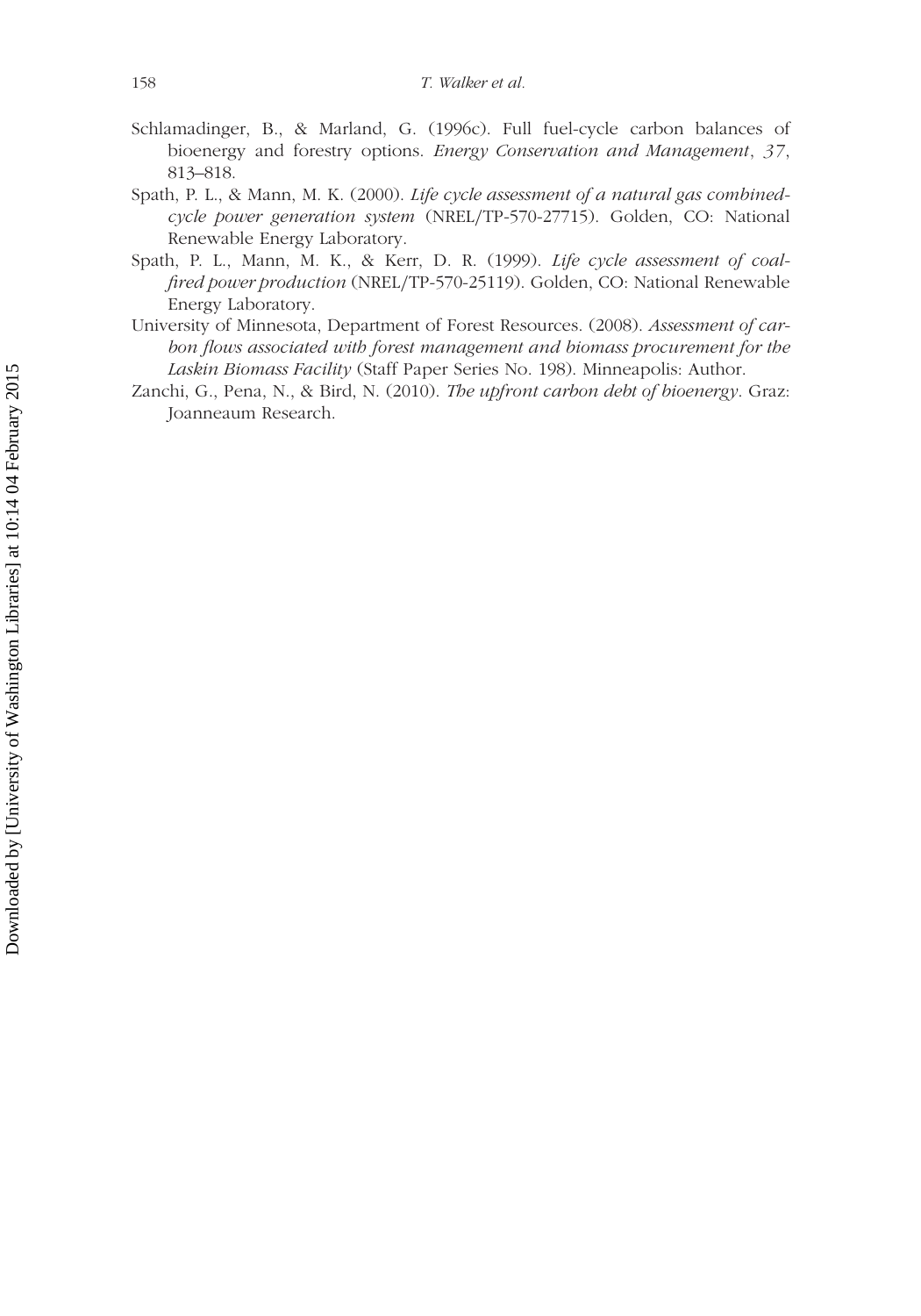Schlamadinger, B., & Marland, G. (1996c). Full fuel-cycle carbon balances of bioenergy and forestry options. *Energy Conservation and Management*, *37*, 813–818.

Spath, P. L., & Mann, M. K. (2000). *Life cycle assessment of a natural gas combined-cycle power generation system* (NREL/TP-570-27715). Golden, CO: National Renewable Energy Laboratory.

Spath, P. L., Mann, M. K., & Kerr, D. R. (1999). *Life cycle assessment of coal-fired power production* (NREL/TP-570-25119). Golden, CO: National Renewable Energy Laboratory.

University of Minnesota, Department of Forest Resources. (2008). *Assessment of carbon flows associated with forest management and biomass procurement for the Laskin Biomass Facility* (Staff Paper Series No. 198). Minneapolis: Author.

Zanchi, G., Pena, N., & Bird, N. (2010). *The upfront carbon debt of bioenergy*. Graz: Joanneum Research.